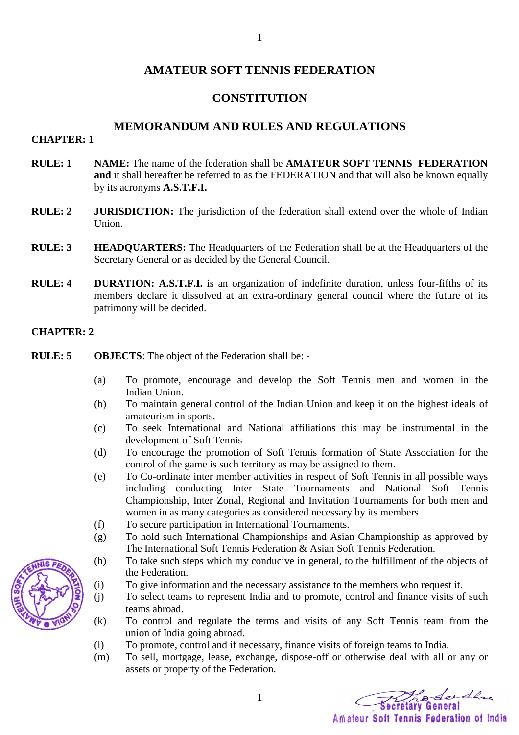# AMATEUR SOFT TENNIS FEDERATION

## CONSTITUTION

## MEMORANDUM AND RULES AND REGULATIONS

**CHAPTER: 1**

**RULE: 1** **NAME:** The name of the federation shall be **AMATEUR SOFT TENNIS FEDERATION and** it shall hereafter be referred to as the FEDERATION and that will also be known equally by its acronyms **A.S.T.F.I.**

**RULE: 2** **JURISDICTION:** The jurisdiction of the federation shall extend over the whole of Indian Union.

**RULE: 3** **HEADQUARTERS:** The Headquarters of the Federation shall be at the Headquarters of the Secretary General or as decided by the General Council.

**RULE: 4** **DURATION: A.S.T.F.I.** is an organization of indefinite duration, unless four-fifths of its members declare it dissolved at an extra-ordinary general council where the future of its patrimony will be decided.

**CHAPTER: 2**

**RULE: 5** **OBJECTS**: The object of the Federation shall be: -

(a) To promote, encourage and develop the Soft Tennis men and women in the Indian Union.
(b) To maintain general control of the Indian Union and keep it on the highest ideals of amateurism in sports.
(c) To seek International and National affiliations this may be instrumental in the development of Soft Tennis
(d) To encourage the promotion of Soft Tennis formation of State Association for the control of the game is such territory as may be assigned to them.
(e) To Co-ordinate inter member activities in respect of Soft Tennis in all possible ways including conducting Inter State Tournaments and National Soft Tennis Championship, Inter Zonal, Regional and Invitation Tournaments for both men and women in as many categories as considered necessary by its members.
(f) To secure participation in International Tournaments.
(g) To hold such International Championships and Asian Championship as approved by The International Soft Tennis Federation & Asian Soft Tennis Federation.
(h) To take such steps which my conducive in general, to the fulfillment of the objects of the Federation.
(i) To give information and the necessary assistance to the members who request it.
(j) To select teams to represent India and to promote, control and finance visits of such teams abroad.
(k) To control and regulate the terms and visits of any Soft Tennis team from the union of India going abroad.
(l) To promote, control and if necessary, finance visits of foreign teams to India.
(m) To sell, mortgage, lease, exchange, dispose-off or otherwise deal with all or any or assets or property of the Federation.

Secretary General
Amateur Soft Tennis Federation of India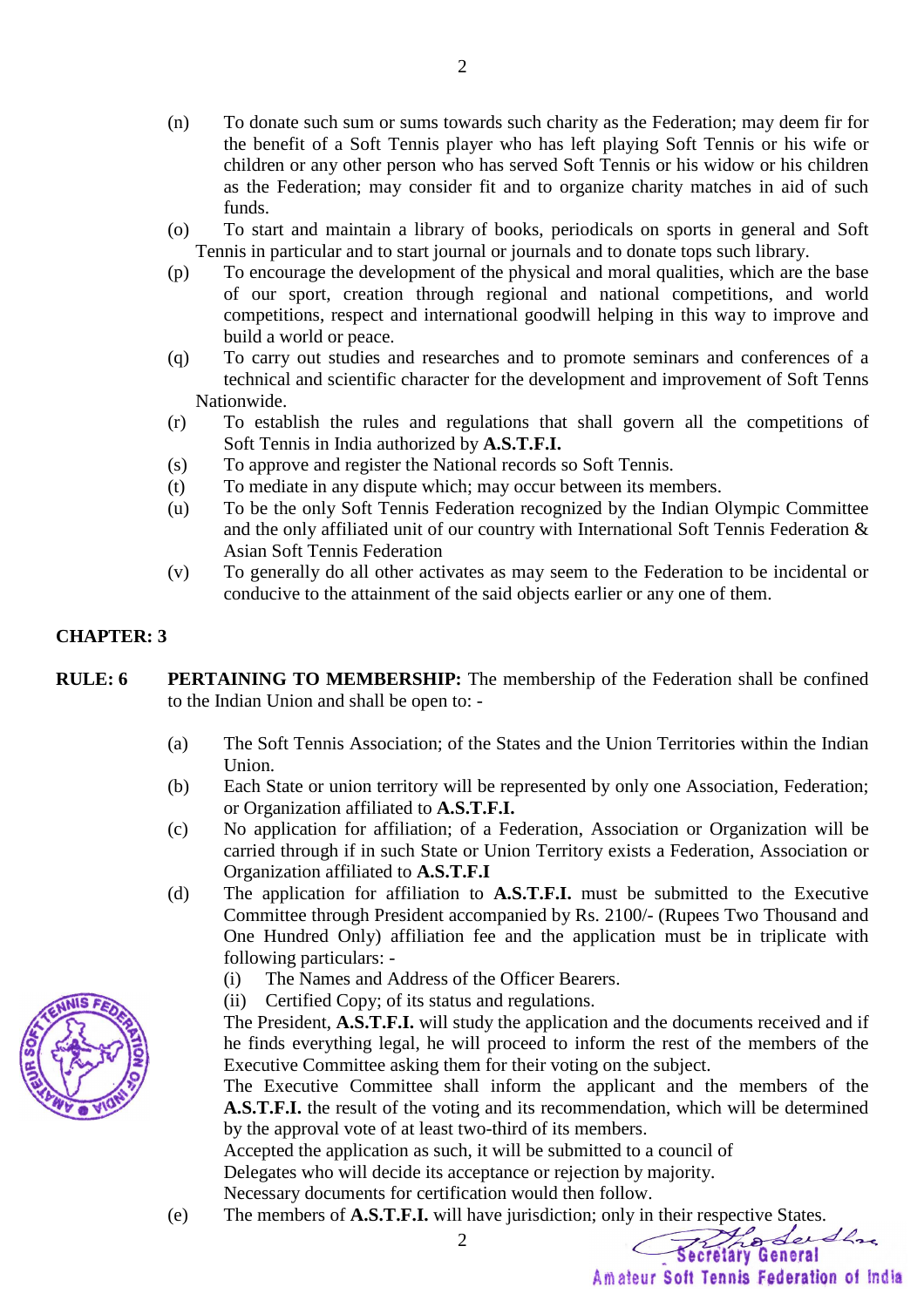(n) To donate such sum or sums towards such charity as the Federation; may deem fir for the benefit of a Soft Tennis player who has left playing Soft Tennis or his wife or children or any other person who has served Soft Tennis or his widow or his children as the Federation; may consider fit and to organize charity matches in aid of such funds.

(o) To start and maintain a library of books, periodicals on sports in general and Soft Tennis in particular and to start journal or journals and to donate tops such library.

(p) To encourage the development of the physical and moral qualities, which are the base of our sport, creation through regional and national competitions, and world competitions, respect and international goodwill helping in this way to improve and build a world or peace.

(q) To carry out studies and researches and to promote seminars and conferences of a technical and scientific character for the development and improvement of Soft Tenns Nationwide.

(r) To establish the rules and regulations that shall govern all the competitions of Soft Tennis in India authorized by **A.S.T.F.I.**

(s) To approve and register the National records so Soft Tennis.

(t) To mediate in any dispute which; may occur between its members.

(u) To be the only Soft Tennis Federation recognized by the Indian Olympic Committee and the only affiliated unit of our country with International Soft Tennis Federation & Asian Soft Tennis Federation

(v) To generally do all other activates as may seem to the Federation to be incidental or conducive to the attainment of the said objects earlier or any one of them.

## CHAPTER: 3

**RULE: 6** **PERTAINING TO MEMBERSHIP:** The membership of the Federation shall be confined to the Indian Union and shall be open to: -

(a) The Soft Tennis Association; of the States and the Union Territories within the Indian Union.

(b) Each State or union territory will be represented by only one Association, Federation; or Organization affiliated to **A.S.T.F.I.**

(c) No application for affiliation; of a Federation, Association or Organization will be carried through if in such State or Union Territory exists a Federation, Association or Organization affiliated to **A.S.T.F.I**

(d) The application for affiliation to **A.S.T.F.I.** must be submitted to the Executive Committee through President accompanied by Rs. 2100/- (Rupees Two Thousand and One Hundred Only) affiliation fee and the application must be in triplicate with following particulars: -

(i) The Names and Address of the Officer Bearers.

(ii) Certified Copy; of its status and regulations.

The President, **A.S.T.F.I.** will study the application and the documents received and if he finds everything legal, he will proceed to inform the rest of the members of the Executive Committee asking them for their voting on the subject.

The Executive Committee shall inform the applicant and the members of the **A.S.T.F.I.** the result of the voting and its recommendation, which will be determined by the approval vote of at least two-third of its members.

Accepted the application as such, it will be submitted to a council of Delegates who will decide its acceptance or rejection by majority.

Necessary documents for certification would then follow.

(e) The members of **A.S.T.F.I.** will have jurisdiction; only in their respective States.

Secretary General
Amateur Soft Tennis Federation of India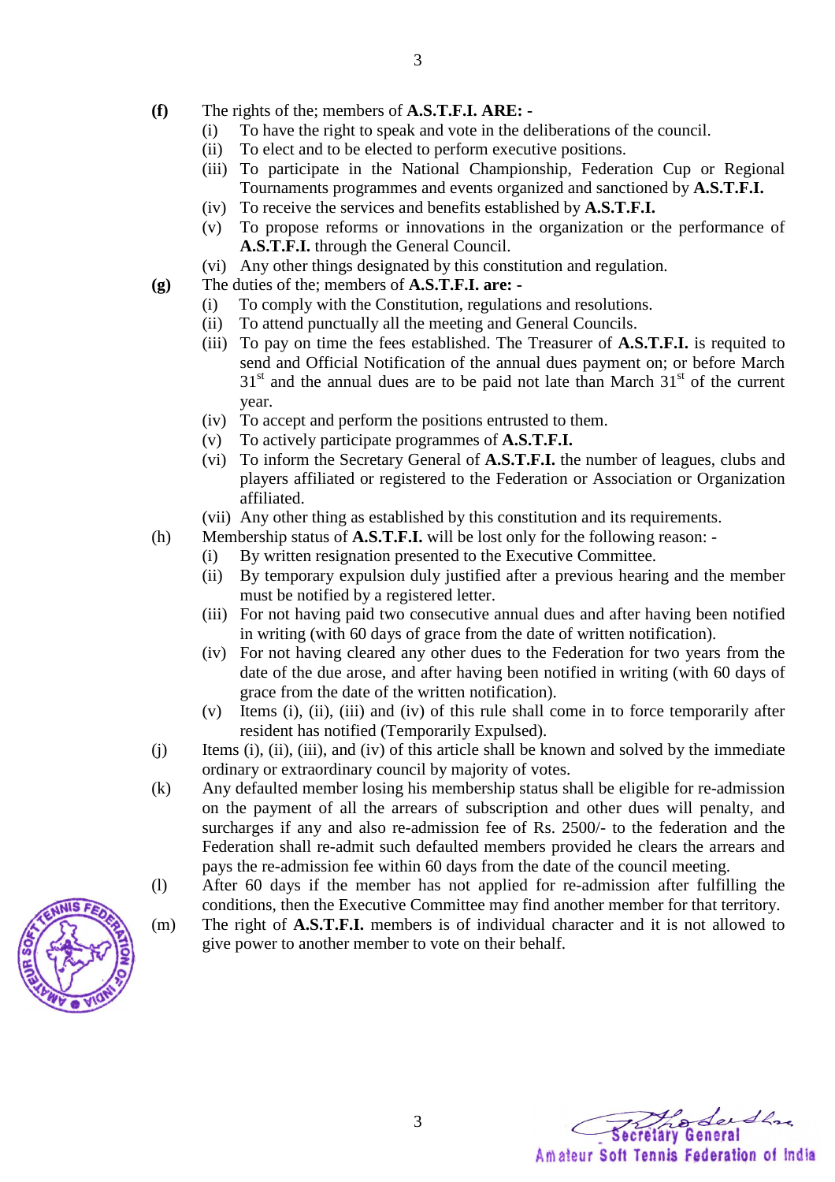**(f)** The rights of the; members of **A.S.T.F.I. ARE: -**

(i) To have the right to speak and vote in the deliberations of the council.

(ii) To elect and to be elected to perform executive positions.

(iii) To participate in the National Championship, Federation Cup or Regional Tournaments programmes and events organized and sanctioned by **A.S.T.F.I.**

(iv) To receive the services and benefits established by **A.S.T.F.I.**

(v) To propose reforms or innovations in the organization or the performance of **A.S.T.F.I.** through the General Council.

(vi) Any other things designated by this constitution and regulation.

**(g)** The duties of the; members of **A.S.T.F.I. are: -**

(i) To comply with the Constitution, regulations and resolutions.

(ii) To attend punctually all the meeting and General Councils.

(iii) To pay on time the fees established. The Treasurer of **A.S.T.F.I.** is requited to send and Official Notification of the annual dues payment on; or before March 31st and the annual dues are to be paid not late than March 31st of the current year.

(iv) To accept and perform the positions entrusted to them.

(v) To actively participate programmes of **A.S.T.F.I.**

(vi) To inform the Secretary General of **A.S.T.F.I.** the number of leagues, clubs and players affiliated or registered to the Federation or Association or Organization affiliated.

(vii) Any other thing as established by this constitution and its requirements.

(h) Membership status of **A.S.T.F.I.** will be lost only for the following reason: -

(i) By written resignation presented to the Executive Committee.

(ii) By temporary expulsion duly justified after a previous hearing and the member must be notified by a registered letter.

(iii) For not having paid two consecutive annual dues and after having been notified in writing (with 60 days of grace from the date of written notification).

(iv) For not having cleared any other dues to the Federation for two years from the date of the due arose, and after having been notified in writing (with 60 days of grace from the date of the written notification).

(v) Items (i), (ii), (iii) and (iv) of this rule shall come in to force temporarily after resident has notified (Temporarily Expulsed).

(j) Items (i), (ii), (iii), and (iv) of this article shall be known and solved by the immediate ordinary or extraordinary council by majority of votes.

(k) Any defaulted member losing his membership status shall be eligible for re-admission on the payment of all the arrears of subscription and other dues will penalty, and surcharges if any and also re-admission fee of Rs. 2500/- to the federation and the Federation shall re-admit such defaulted members provided he clears the arrears and pays the re-admission fee within 60 days from the date of the council meeting.

(l) After 60 days if the member has not applied for re-admission after fulfilling the conditions, then the Executive Committee may find another member for that territory.

(m) The right of **A.S.T.F.I.** members is of individual character and it is not allowed to give power to another member to vote on their behalf.

Secretary General
Amateur Soft Tennis Federation of India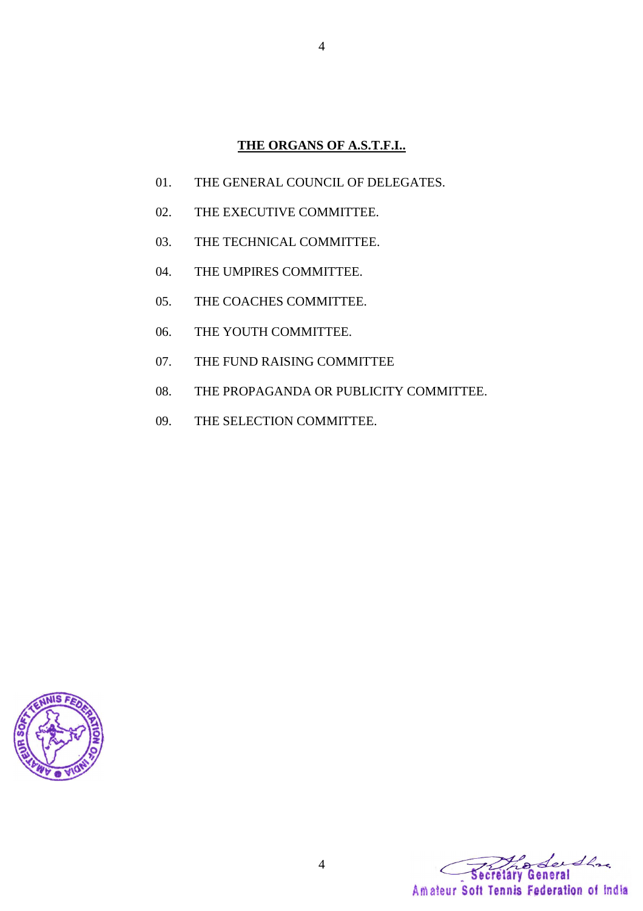## THE ORGANS OF A.S.T.F.I..

01. THE GENERAL COUNCIL OF DELEGATES.

02. THE EXECUTIVE COMMITTEE.

03. THE TECHNICAL COMMITTEE.

04. THE UMPIRES COMMITTEE.

05. THE COACHES COMMITTEE.

06. THE YOUTH COMMITTEE.

07. THE FUND RAISING COMMITTEE

08. THE PROPAGANDA OR PUBLICITY COMMITTEE.

09. THE SELECTION COMMITTEE.

Secretary General
Amateur Soft Tennis Federation of India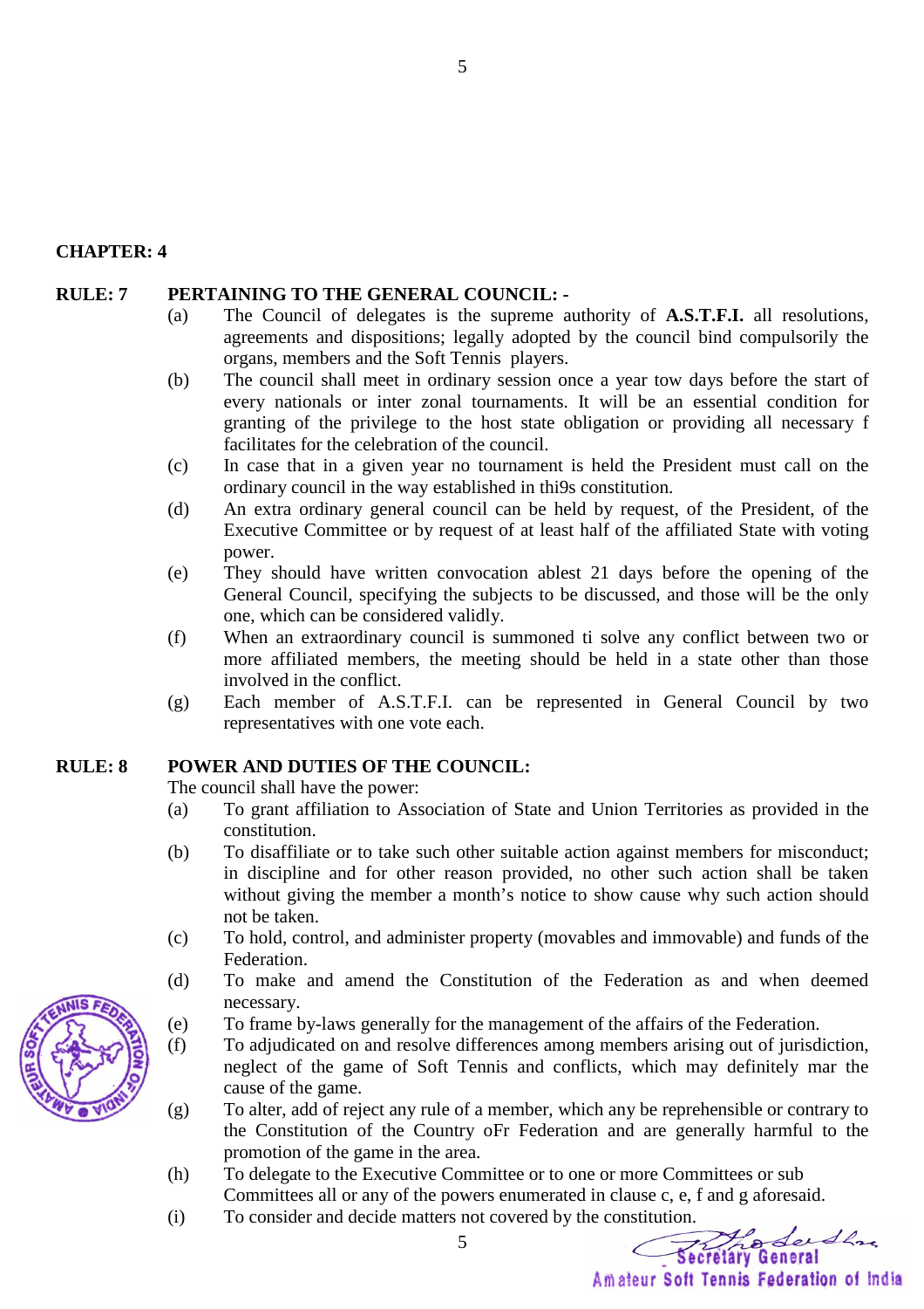## CHAPTER: 4

### RULE: 7 PERTAINING TO THE GENERAL COUNCIL: -

(a) The Council of delegates is the supreme authority of **A.S.T.F.I.** all resolutions, agreements and dispositions; legally adopted by the council bind compulsorily the organs, members and the Soft Tennis players.

(b) The council shall meet in ordinary session once a year tow days before the start of every nationals or inter zonal tournaments. It will be an essential condition for granting of the privilege to the host state obligation or providing all necessary f facilitates for the celebration of the council.

(c) In case that in a given year no tournament is held the President must call on the ordinary council in the way established in thi9s constitution.

(d) An extra ordinary general council can be held by request, of the President, of the Executive Committee or by request of at least half of the affiliated State with voting power.

(e) They should have written convocation ablest 21 days before the opening of the General Council, specifying the subjects to be discussed, and those will be the only one, which can be considered validly.

(f) When an extraordinary council is summoned ti solve any conflict between two or more affiliated members, the meeting should be held in a state other than those involved in the conflict.

(g) Each member of A.S.T.F.I. can be represented in General Council by two representatives with one vote each.

### RULE: 8 POWER AND DUTIES OF THE COUNCIL:

The council shall have the power:

(a) To grant affiliation to Association of State and Union Territories as provided in the constitution.

(b) To disaffiliate or to take such other suitable action against members for misconduct; in discipline and for other reason provided, no other such action shall be taken without giving the member a month's notice to show cause why such action should not be taken.

(c) To hold, control, and administer property (movables and immovable) and funds of the Federation.

(d) To make and amend the Constitution of the Federation as and when deemed necessary.

(e) To frame by-laws generally for the management of the affairs of the Federation.

(f) To adjudicated on and resolve differences among members arising out of jurisdiction, neglect of the game of Soft Tennis and conflicts, which may definitely mar the cause of the game.

(g) To alter, add of reject any rule of a member, which any be reprehensible or contrary to the Constitution of the Country oFr Federation and are generally harmful to the promotion of the game in the area.

(h) To delegate to the Executive Committee or to one or more Committees or sub Committees all or any of the powers enumerated in clause c, e, f and g aforesaid.

(i) To consider and decide matters not covered by the constitution.

Secretary General
Amateur Soft Tennis Federation of India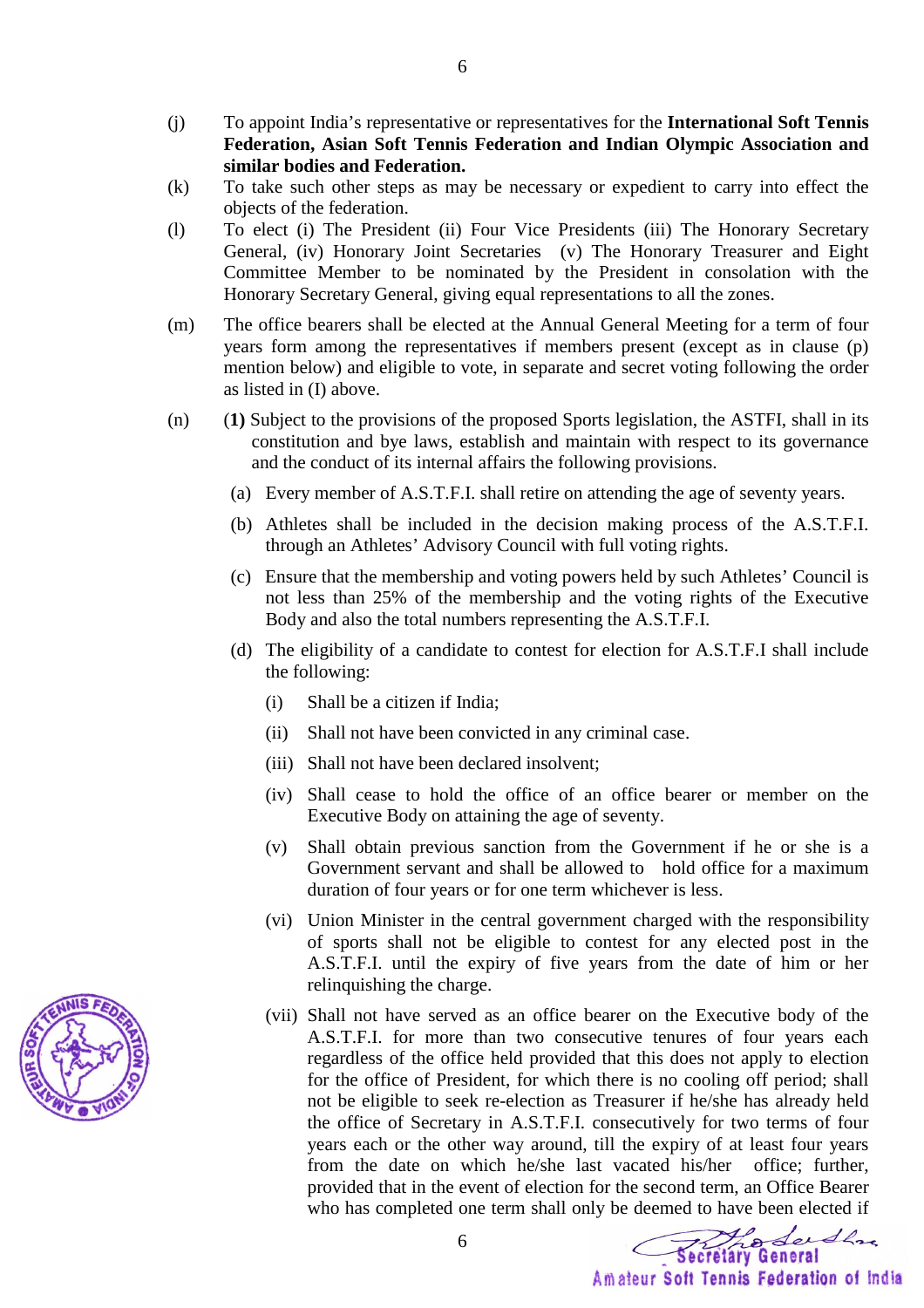(j) To appoint India's representative or representatives for the **International Soft Tennis Federation, Asian Soft Tennis Federation and Indian Olympic Association and similar bodies and Federation.**

(k) To take such other steps as may be necessary or expedient to carry into effect the objects of the federation.

(l) To elect (i) The President (ii) Four Vice Presidents (iii) The Honorary Secretary General, (iv) Honorary Joint Secretaries (v) The Honorary Treasurer and Eight Committee Member to be nominated by the President in consolation with the Honorary Secretary General, giving equal representations to all the zones.

(m) The office bearers shall be elected at the Annual General Meeting for a term of four years form among the representatives if members present (except as in clause (p) mention below) and eligible to vote, in separate and secret voting following the order as listed in (I) above.

(n) (**1)** Subject to the provisions of the proposed Sports legislation, the ASTFI, shall in its constitution and bye laws, establish and maintain with respect to its governance and the conduct of its internal affairs the following provisions.

(a) Every member of A.S.T.F.I. shall retire on attending the age of seventy years.

(b) Athletes shall be included in the decision making process of the A.S.T.F.I. through an Athletes' Advisory Council with full voting rights.

(c) Ensure that the membership and voting powers held by such Athletes' Council is not less than 25% of the membership and the voting rights of the Executive Body and also the total numbers representing the A.S.T.F.I.

(d) The eligibility of a candidate to contest for election for A.S.T.F.I shall include the following:

(i) Shall be a citizen if India;

(ii) Shall not have been convicted in any criminal case.

(iii) Shall not have been declared insolvent;

(iv) Shall cease to hold the office of an office bearer or member on the Executive Body on attaining the age of seventy.

(v) Shall obtain previous sanction from the Government if he or she is a Government servant and shall be allowed to hold office for a maximum duration of four years or for one term whichever is less.

(vi) Union Minister in the central government charged with the responsibility of sports shall not be eligible to contest for any elected post in the A.S.T.F.I. until the expiry of five years from the date of him or her relinquishing the charge.

(vii) Shall not have served as an office bearer on the Executive body of the A.S.T.F.I. for more than two consecutive tenures of four years each regardless of the office held provided that this does not apply to election for the office of President, for which there is no cooling off period; shall not be eligible to seek re-election as Treasurer if he/she has already held the office of Secretary in A.S.T.F.I. consecutively for two terms of four years each or the other way around, till the expiry of at least four years from the date on which he/she last vacated his/her office; further, provided that in the event of election for the second term, an Office Bearer who has completed one term shall only be deemed to have been elected if

Secretary General
Amateur Soft Tennis Federation of India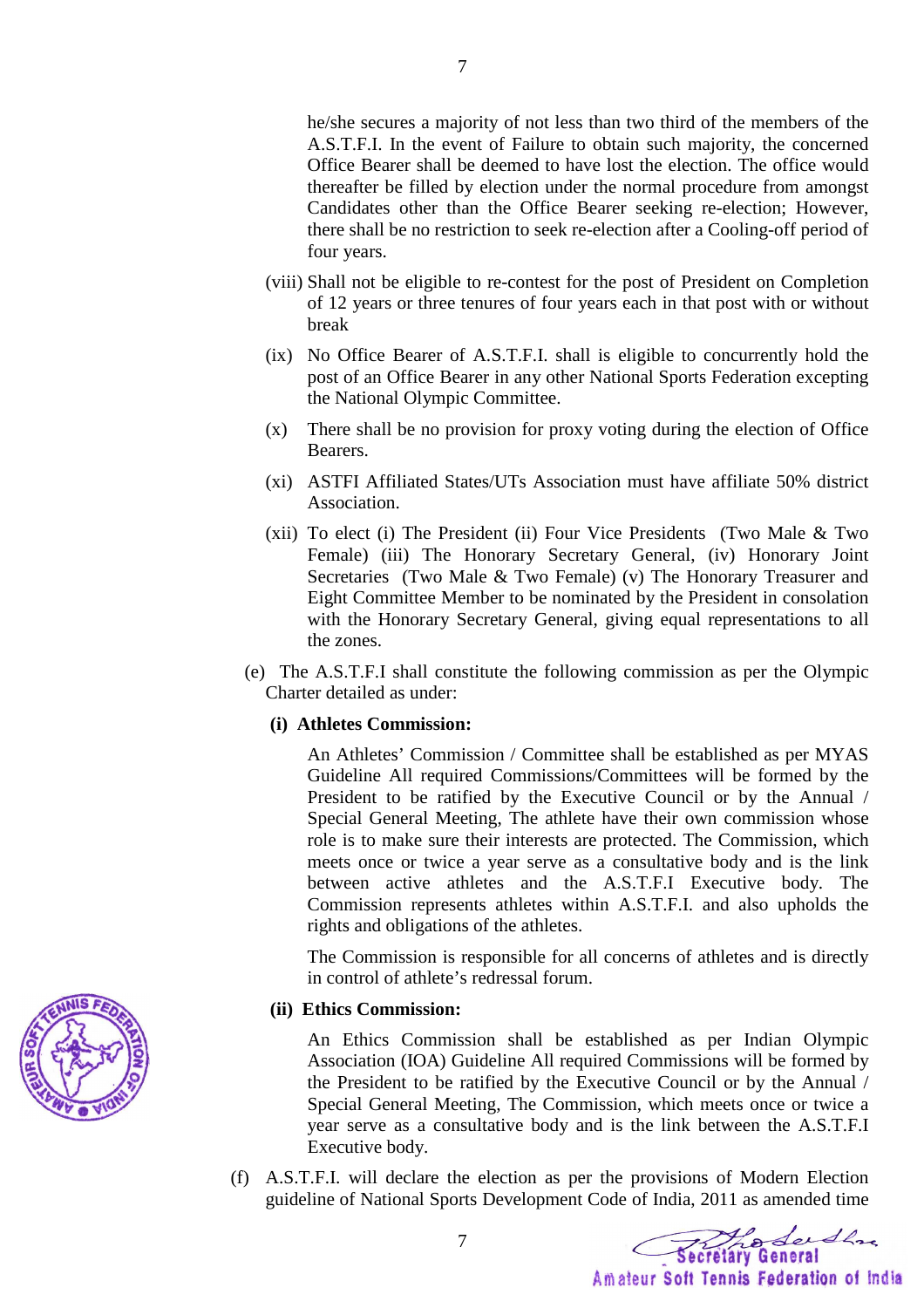he/she secures a majority of not less than two third of the members of the A.S.T.F.I. In the event of Failure to obtain such majority, the concerned Office Bearer shall be deemed to have lost the election. The office would thereafter be filled by election under the normal procedure from amongst Candidates other than the Office Bearer seeking re-election; However, there shall be no restriction to seek re-election after a Cooling-off period of four years.

(viii) Shall not be eligible to re-contest for the post of President on Completion of 12 years or three tenures of four years each in that post with or without break

(ix) No Office Bearer of A.S.T.F.I. shall is eligible to concurrently hold the post of an Office Bearer in any other National Sports Federation excepting the National Olympic Committee.

(x) There shall be no provision for proxy voting during the election of Office Bearers.

(xi) ASTFI Affiliated States/UTs Association must have affiliate 50% district Association.

(xii) To elect (i) The President (ii) Four Vice Presidents (Two Male & Two Female) (iii) The Honorary Secretary General, (iv) Honorary Joint Secretaries (Two Male & Two Female) (v) The Honorary Treasurer and Eight Committee Member to be nominated by the President in consolation with the Honorary Secretary General, giving equal representations to all the zones.

(e) The A.S.T.F.I shall constitute the following commission as per the Olympic Charter detailed as under:

**(i) Athletes Commission:**

An Athletes' Commission / Committee shall be established as per MYAS Guideline All required Commissions/Committees will be formed by the President to be ratified by the Executive Council or by the Annual / Special General Meeting, The athlete have their own commission whose role is to make sure their interests are protected. The Commission, which meets once or twice a year serve as a consultative body and is the link between active athletes and the A.S.T.F.I Executive body. The Commission represents athletes within A.S.T.F.I. and also upholds the rights and obligations of the athletes.

The Commission is responsible for all concerns of athletes and is directly in control of athlete's redressal forum.

**(ii) Ethics Commission:**

An Ethics Commission shall be established as per Indian Olympic Association (IOA) Guideline All required Commissions will be formed by the President to be ratified by the Executive Council or by the Annual / Special General Meeting, The Commission, which meets once or twice a year serve as a consultative body and is the link between the A.S.T.F.I Executive body.

(f) A.S.T.F.I. will declare the election as per the provisions of Modern Election guideline of National Sports Development Code of India, 2011 as amended time

Secretary General
Amateur Soft Tennis Federation of India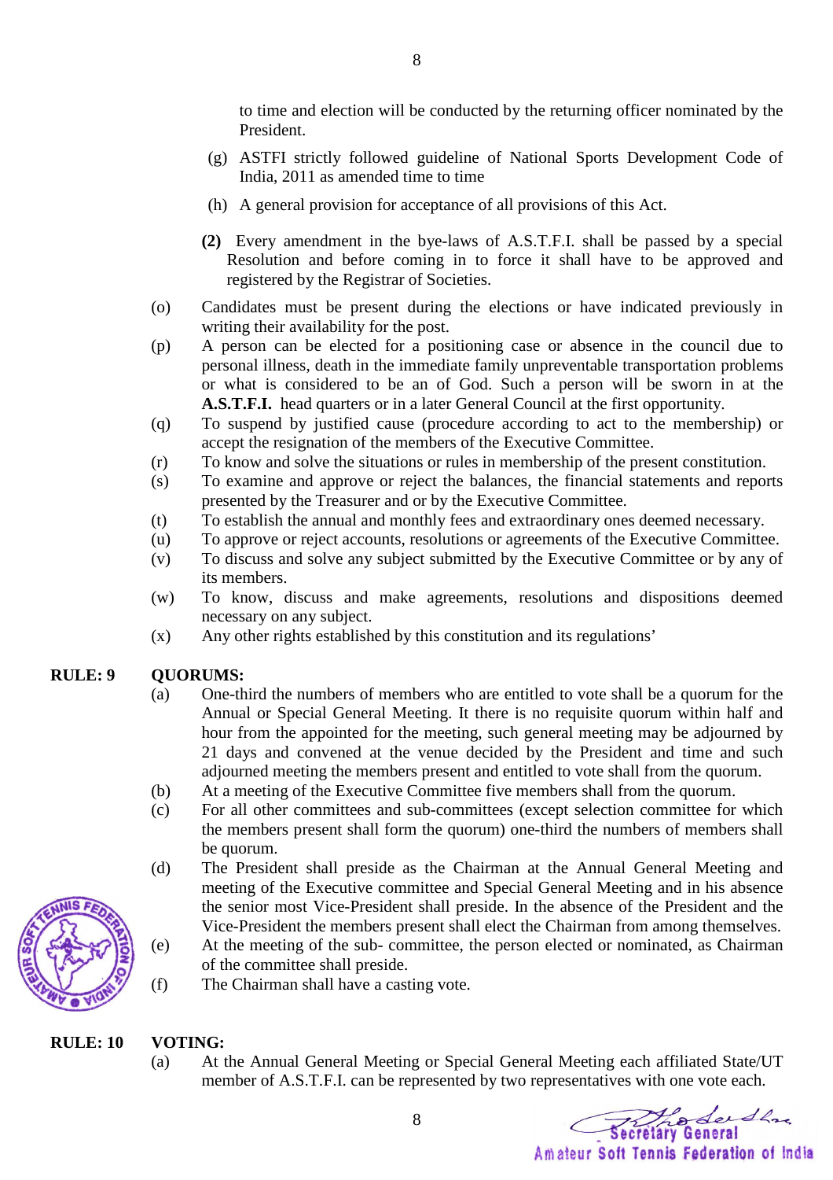to time and election will be conducted by the returning officer nominated by the President.

(g) ASTFI strictly followed guideline of National Sports Development Code of India, 2011 as amended time to time

(h) A general provision for acceptance of all provisions of this Act.

**(2)** Every amendment in the bye-laws of A.S.T.F.I. shall be passed by a special Resolution and before coming in to force it shall have to be approved and registered by the Registrar of Societies.

(o) Candidates must be present during the elections or have indicated previously in writing their availability for the post.

(p) A person can be elected for a positioning case or absence in the council due to personal illness, death in the immediate family unpreventable transportation problems or what is considered to be an of God. Such a person will be sworn in at the **A.S.T.F.I.** head quarters or in a later General Council at the first opportunity.

(q) To suspend by justified cause (procedure according to act to the membership) or accept the resignation of the members of the Executive Committee.

(r) To know and solve the situations or rules in membership of the present constitution.

(s) To examine and approve or reject the balances, the financial statements and reports presented by the Treasurer and or by the Executive Committee.

(t) To establish the annual and monthly fees and extraordinary ones deemed necessary.

(u) To approve or reject accounts, resolutions or agreements of the Executive Committee.

(v) To discuss and solve any subject submitted by the Executive Committee or by any of its members.

(w) To know, discuss and make agreements, resolutions and dispositions deemed necessary on any subject.

(x) Any other rights established by this constitution and its regulations'

**RULE: 9 QUORUMS:**

(a) One-third the numbers of members who are entitled to vote shall be a quorum for the Annual or Special General Meeting. It there is no requisite quorum within half and hour from the appointed for the meeting, such general meeting may be adjourned by 21 days and convened at the venue decided by the President and time and such adjourned meeting the members present and entitled to vote shall from the quorum.

(b) At a meeting of the Executive Committee five members shall from the quorum.

(c) For all other committees and sub-committees (except selection committee for which the members present shall form the quorum) one-third the numbers of members shall be quorum.

(d) The President shall preside as the Chairman at the Annual General Meeting and meeting of the Executive committee and Special General Meeting and in his absence the senior most Vice-President shall preside. In the absence of the President and the Vice-President the members present shall elect the Chairman from among themselves.

(e) At the meeting of the sub- committee, the person elected or nominated, as Chairman of the committee shall preside.

(f) The Chairman shall have a casting vote.

**RULE: 10 VOTING:**

(a) At the Annual General Meeting or Special General Meeting each affiliated State/UT member of A.S.T.F.I. can be represented by two representatives with one vote each.

Secretary General
Amateur Soft Tennis Federation of India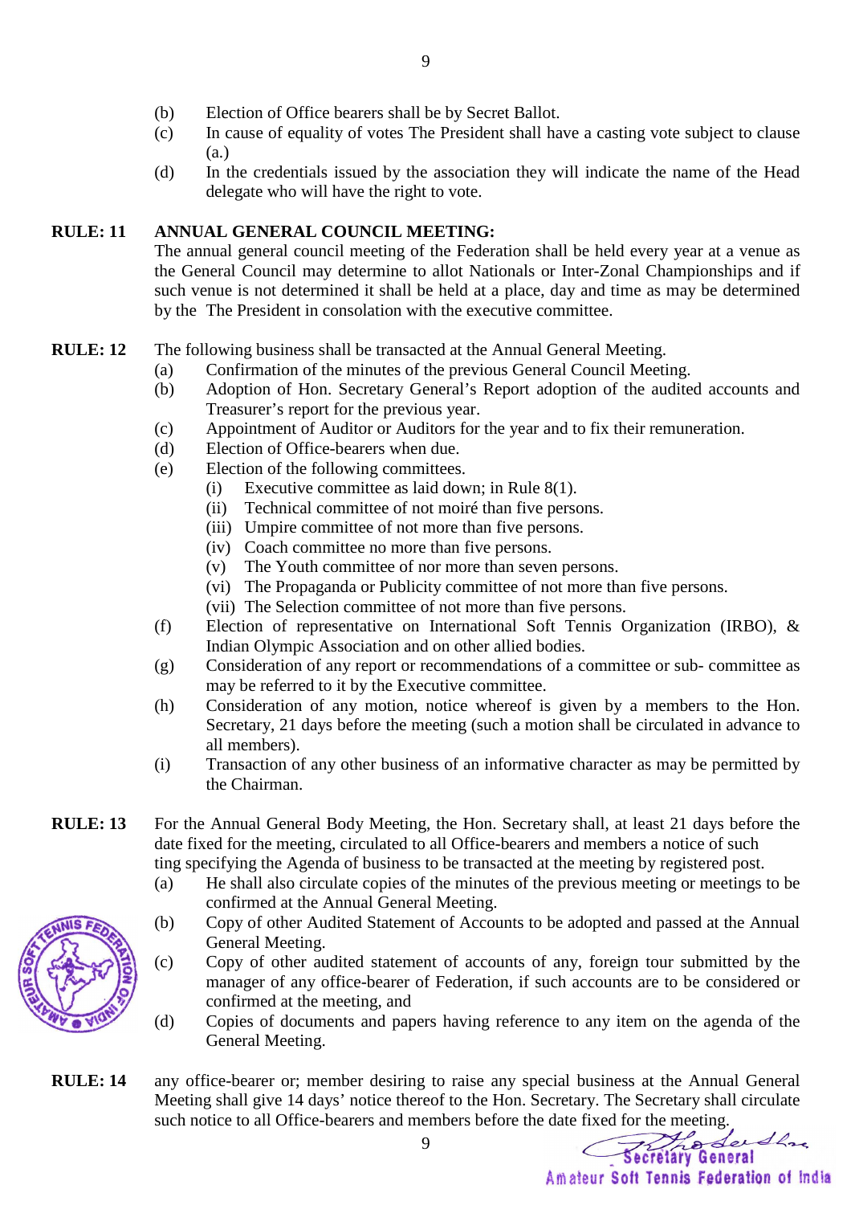(b) Election of Office bearers shall be by Secret Ballot.

(c) In cause of equality of votes The President shall have a casting vote subject to clause (a.)

(d) In the credentials issued by the association they will indicate the name of the Head delegate who will have the right to vote.

**RULE: 11 ANNUAL GENERAL COUNCIL MEETING:**

The annual general council meeting of the Federation shall be held every year at a venue as the General Council may determine to allot Nationals or Inter-Zonal Championships and if such venue is not determined it shall be held at a place, day and time as may be determined by the The President in consolation with the executive committee.

**RULE: 12** The following business shall be transacted at the Annual General Meeting.

(a) Confirmation of the minutes of the previous General Council Meeting.

(b) Adoption of Hon. Secretary General's Report adoption of the audited accounts and Treasurer's report for the previous year.

(c) Appointment of Auditor or Auditors for the year and to fix their remuneration.

(d) Election of Office-bearers when due.

(e) Election of the following committees.

   (i) Executive committee as laid down; in Rule 8(1).

   (ii) Technical committee of not moiré than five persons.

   (iii) Umpire committee of not more than five persons.

   (iv) Coach committee no more than five persons.

   (v) The Youth committee of nor more than seven persons.

   (vi) The Propaganda or Publicity committee of not more than five persons.

   (vii) The Selection committee of not more than five persons.

(f) Election of representative on International Soft Tennis Organization (IRBO), & Indian Olympic Association and on other allied bodies.

(g) Consideration of any report or recommendations of a committee or sub- committee as may be referred to it by the Executive committee.

(h) Consideration of any motion, notice whereof is given by a members to the Hon. Secretary, 21 days before the meeting (such a motion shall be circulated in advance to all members).

(i) Transaction of any other business of an informative character as may be permitted by the Chairman.

**RULE: 13** For the Annual General Body Meeting, the Hon. Secretary shall, at least 21 days before the date fixed for the meeting, circulated to all Office-bearers and members a notice of such ting specifying the Agenda of business to be transacted at the meeting by registered post.

(a) He shall also circulate copies of the minutes of the previous meeting or meetings to be confirmed at the Annual General Meeting.

(b) Copy of other Audited Statement of Accounts to be adopted and passed at the Annual General Meeting.

(c) Copy of other audited statement of accounts of any, foreign tour submitted by the manager of any office-bearer of Federation, if such accounts are to be considered or confirmed at the meeting, and

(d) Copies of documents and papers having reference to any item on the agenda of the General Meeting.

**RULE: 14** any office-bearer or; member desiring to raise any special business at the Annual General Meeting shall give 14 days' notice thereof to the Hon. Secretary. The Secretary shall circulate such notice to all Office-bearers and members before the date fixed for the meeting.

Secretary General
Amateur Soft Tennis Federation of India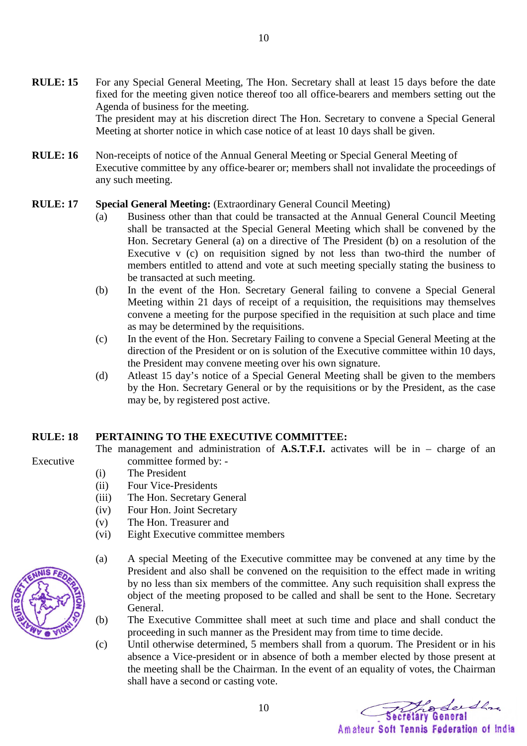**RULE: 15** For any Special General Meeting, The Hon. Secretary shall at least 15 days before the date fixed for the meeting given notice thereof too all office-bearers and members setting out the Agenda of business for the meeting.
The president may at his discretion direct The Hon. Secretary to convene a Special General Meeting at shorter notice in which case notice of at least 10 days shall be given.

**RULE: 16** Non-receipts of notice of the Annual General Meeting or Special General Meeting of Executive committee by any office-bearer or; members shall not invalidate the proceedings of any such meeting.

**RULE: 17** **Special General Meeting:** (Extraordinary General Council Meeting)

(a) Business other than that could be transacted at the Annual General Council Meeting shall be transacted at the Special General Meeting which shall be convened by the Hon. Secretary General (a) on a directive of The President (b) on a resolution of the Executive v (c) on requisition signed by not less than two-third the number of members entitled to attend and vote at such meeting specially stating the business to be transacted at such meeting.

(b) In the event of the Hon. Secretary General failing to convene a Special General Meeting within 21 days of receipt of a requisition, the requisitions may themselves convene a meeting for the purpose specified in the requisition at such place and time as may be determined by the requisitions.

(c) In the event of the Hon. Secretary Failing to convene a Special General Meeting at the direction of the President or on is solution of the Executive committee within 10 days, the President may convene meeting over his own signature.

(d) Atleast 15 day's notice of a Special General Meeting shall be given to the members by the Hon. Secretary General or by the requisitions or by the President, as the case may be, by registered post active.

**RULE: 18** **PERTAINING TO THE EXECUTIVE COMMITTEE:**

Executive

The management and administration of **A.S.T.F.I.** activates will be in – charge of an committee formed by: -

(i) The President
(ii) Four Vice-Presidents
(iii) The Hon. Secretary General
(iv) Four Hon. Joint Secretary
(v) The Hon. Treasurer and
(vi) Eight Executive committee members

(a) A special Meeting of the Executive committee may be convened at any time by the President and also shall be convened on the requisition to the effect made in writing by no less than six members of the committee. Any such requisition shall express the object of the meeting proposed to be called and shall be sent to the Hone. Secretary General.

(b) The Executive Committee shall meet at such time and place and shall conduct the proceeding in such manner as the President may from time to time decide.

(c) Until otherwise determined, 5 members shall from a quorum. The President or in his absence a Vice-president or in absence of both a member elected by those present at the meeting shall be the Chairman. In the event of an equality of votes, the Chairman shall have a second or casting vote.

Secretary General
Amateur Soft Tennis Federation of India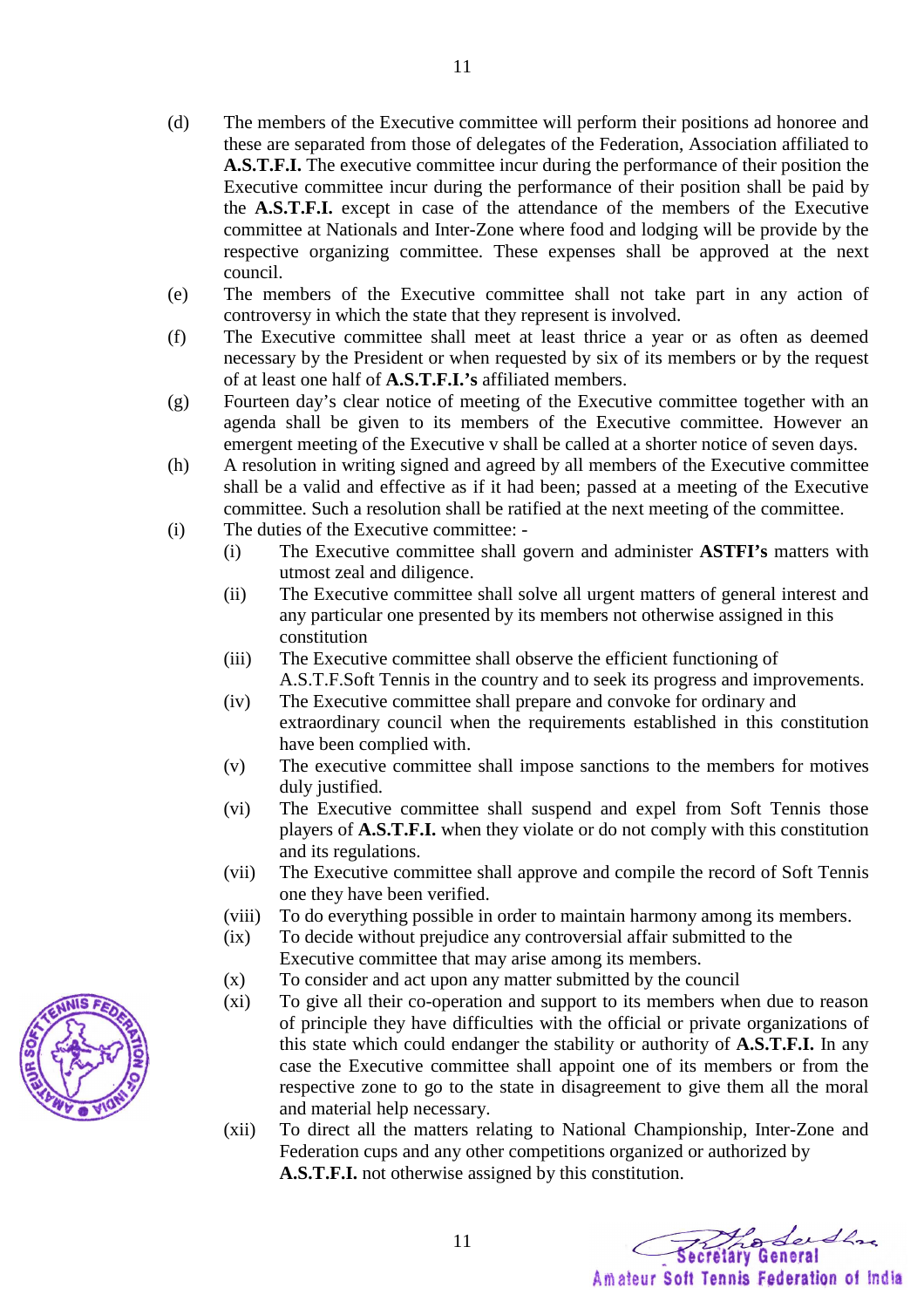(d) The members of the Executive committee will perform their positions ad honoree and these are separated from those of delegates of the Federation, Association affiliated to **A.S.T.F.I.** The executive committee incur during the performance of their position the Executive committee incur during the performance of their position shall be paid by the **A.S.T.F.I.** except in case of the attendance of the members of the Executive committee at Nationals and Inter-Zone where food and lodging will be provide by the respective organizing committee. These expenses shall be approved at the next council.

(e) The members of the Executive committee shall not take part in any action of controversy in which the state that they represent is involved.

(f) The Executive committee shall meet at least thrice a year or as often as deemed necessary by the President or when requested by six of its members or by the request of at least one half of **A.S.T.F.I.'s** affiliated members.

(g) Fourteen day's clear notice of meeting of the Executive committee together with an agenda shall be given to its members of the Executive committee. However an emergent meeting of the Executive v shall be called at a shorter notice of seven days.

(h) A resolution in writing signed and agreed by all members of the Executive committee shall be a valid and effective as if it had been; passed at a meeting of the Executive committee. Such a resolution shall be ratified at the next meeting of the committee.

(i) The duties of the Executive committee: -

- (i) The Executive committee shall govern and administer **ASTFI's** matters with utmost zeal and diligence.
- (ii) The Executive committee shall solve all urgent matters of general interest and any particular one presented by its members not otherwise assigned in this constitution
- (iii) The Executive committee shall observe the efficient functioning of A.S.T.F.Soft Tennis in the country and to seek its progress and improvements.
- (iv) The Executive committee shall prepare and convoke for ordinary and extraordinary council when the requirements established in this constitution have been complied with.
- (v) The executive committee shall impose sanctions to the members for motives duly justified.
- (vi) The Executive committee shall suspend and expel from Soft Tennis those players of **A.S.T.F.I.** when they violate or do not comply with this constitution and its regulations.
- (vii) The Executive committee shall approve and compile the record of Soft Tennis one they have been verified.
- (viii) To do everything possible in order to maintain harmony among its members.
- (ix) To decide without prejudice any controversial affair submitted to the Executive committee that may arise among its members.
- (x) To consider and act upon any matter submitted by the council
- (xi) To give all their co-operation and support to its members when due to reason of principle they have difficulties with the official or private organizations of this state which could endanger the stability or authority of **A.S.T.F.I.** In any case the Executive committee shall appoint one of its members or from the respective zone to go to the state in disagreement to give them all the moral and material help necessary.
- (xii) To direct all the matters relating to National Championship, Inter-Zone and Federation cups and any other competitions organized or authorized by **A.S.T.F.I.** not otherwise assigned by this constitution.

Secretary General
Amateur Soft Tennis Federation of India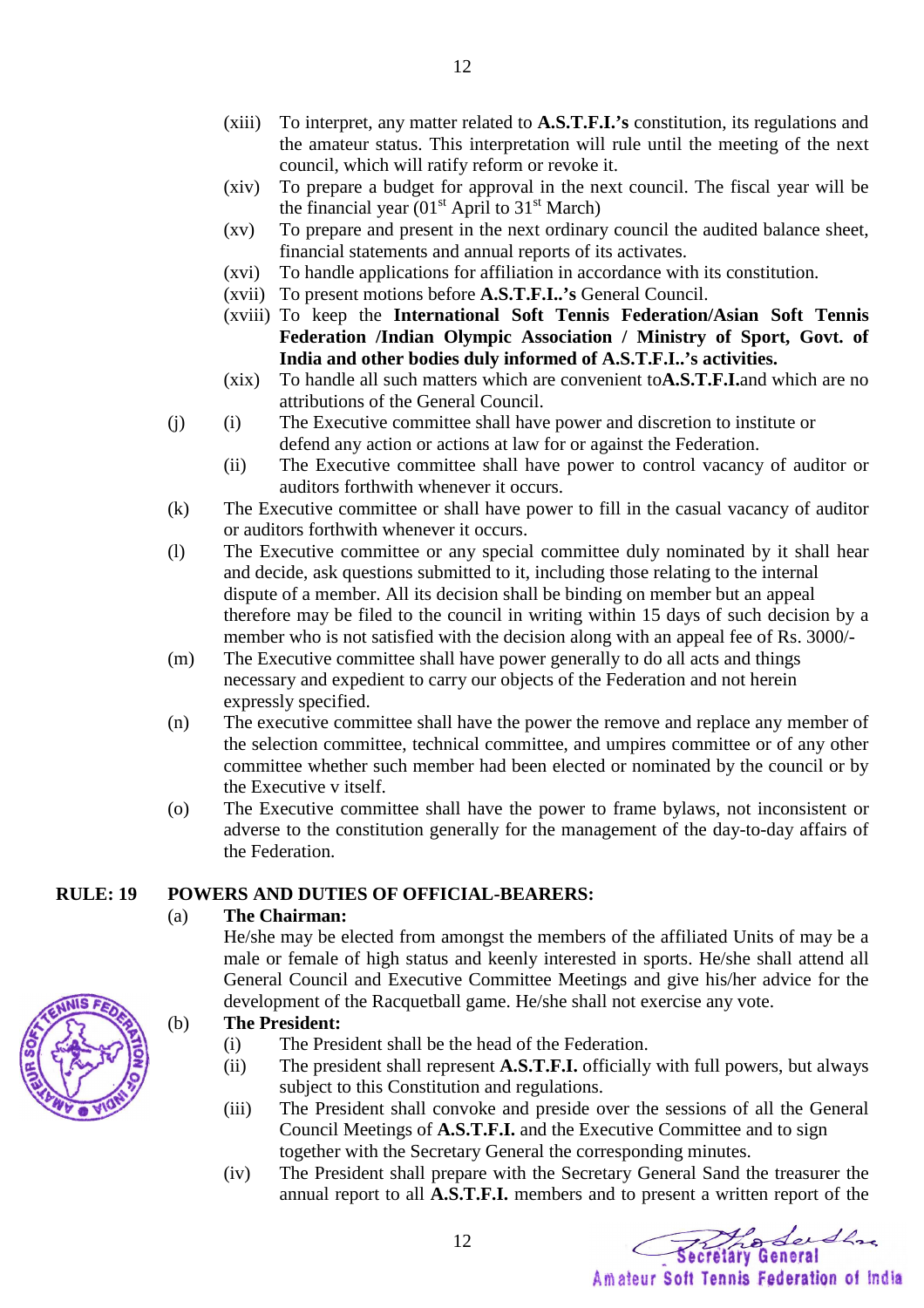(xiii) To interpret, any matter related to **A.S.T.F.I.'s** constitution, its regulations and the amateur status. This interpretation will rule until the meeting of the next council, which will ratify reform or revoke it.

(xiv) To prepare a budget for approval in the next council. The fiscal year will be the financial year (01st April to 31st March)

(xv) To prepare and present in the next ordinary council the audited balance sheet, financial statements and annual reports of its activates.

(xvi) To handle applications for affiliation in accordance with its constitution.

(xvii) To present motions before **A.S.T.F.I..'s** General Council.

(xviii) To keep the **International Soft Tennis Federation/Asian Soft Tennis Federation /Indian Olympic Association / Ministry of Sport, Govt. of India and other bodies duly informed of A.S.T.F.I..'s activities.**

(xix) To handle all such matters which are convenient to**A.S.T.F.I.**and which are no attributions of the General Council.

(j) (i) The Executive committee shall have power and discretion to institute or defend any action or actions at law for or against the Federation.

(ii) The Executive committee shall have power to control vacancy of auditor or auditors forthwith whenever it occurs.

(k) The Executive committee or shall have power to fill in the casual vacancy of auditor or auditors forthwith whenever it occurs.

(l) The Executive committee or any special committee duly nominated by it shall hear and decide, ask questions submitted to it, including those relating to the internal dispute of a member. All its decision shall be binding on member but an appeal therefore may be filed to the council in writing within 15 days of such decision by a member who is not satisfied with the decision along with an appeal fee of Rs. 3000/-

(m) The Executive committee shall have power generally to do all acts and things necessary and expedient to carry our objects of the Federation and not herein expressly specified.

(n) The executive committee shall have the power the remove and replace any member of the selection committee, technical committee, and umpires committee or of any other committee whether such member had been elected or nominated by the council or by the Executive v itself.

(o) The Executive committee shall have the power to frame bylaws, not inconsistent or adverse to the constitution generally for the management of the day-to-day affairs of the Federation.

## RULE: 19 POWERS AND DUTIES OF OFFICIAL-BEARERS:

(a) **The Chairman:**

He/she may be elected from amongst the members of the affiliated Units of may be a male or female of high status and keenly interested in sports. He/she shall attend all General Council and Executive Committee Meetings and give his/her advice for the development of the Racquetball game. He/she shall not exercise any vote.

(b) **The President:**

(i) The President shall be the head of the Federation.

(ii) The president shall represent **A.S.T.F.I.** officially with full powers, but always subject to this Constitution and regulations.

(iii) The President shall convoke and preside over the sessions of all the General Council Meetings of **A.S.T.F.I.** and the Executive Committee and to sign together with the Secretary General the corresponding minutes.

(iv) The President shall prepare with the Secretary General Sand the treasurer the annual report to all **A.S.T.F.I.** members and to present a written report of the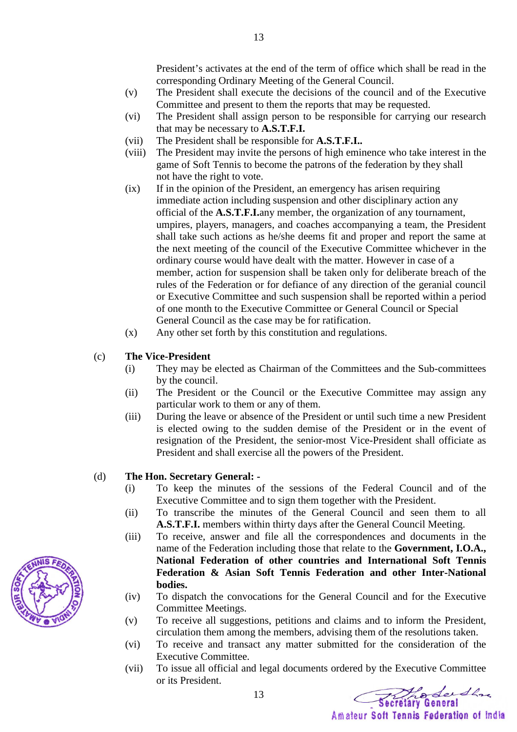President's activates at the end of the term of office which shall be read in the corresponding Ordinary Meeting of the General Council.

(v) The President shall execute the decisions of the council and of the Executive Committee and present to them the reports that may be requested.

(vi) The President shall assign person to be responsible for carrying our research that may be necessary to **A.S.T.F.I.**

(vii) The President shall be responsible for **A.S.T.F.I..**

(viii) The President may invite the persons of high eminence who take interest in the game of Soft Tennis to become the patrons of the federation by they shall not have the right to vote.

(ix) If in the opinion of the President, an emergency has arisen requiring immediate action including suspension and other disciplinary action any official of the **A.S.T.F.I.**any member, the organization of any tournament, umpires, players, managers, and coaches accompanying a team, the President shall take such actions as he/she deems fit and proper and report the same at the next meeting of the council of the Executive Committee whichever in the ordinary course would have dealt with the matter. However in case of a member, action for suspension shall be taken only for deliberate breach of the rules of the Federation or for defiance of any direction of the geranial council or Executive Committee and such suspension shall be reported within a period of one month to the Executive Committee or General Council or Special General Council as the case may be for ratification.

(x) Any other set forth by this constitution and regulations.

(c) **The Vice-President**

(i) They may be elected as Chairman of the Committees and the Sub-committees by the council.

(ii) The President or the Council or the Executive Committee may assign any particular work to them or any of them.

(iii) During the leave or absence of the President or until such time a new President is elected owing to the sudden demise of the President or in the event of resignation of the President, the senior-most Vice-President shall officiate as President and shall exercise all the powers of the President.

(d) **The Hon. Secretary General: -**

(i) To keep the minutes of the sessions of the Federal Council and of the Executive Committee and to sign them together with the President.

(ii) To transcribe the minutes of the General Council and seen them to all **A.S.T.F.I.** members within thirty days after the General Council Meeting.

(iii) To receive, answer and file all the correspondences and documents in the name of the Federation including those that relate to the **Government, I.O.A., National Federation of other countries and International Soft Tennis Federation & Asian Soft Tennis Federation and other Inter-National bodies.**

(iv) To dispatch the convocations for the General Council and for the Executive Committee Meetings.

(v) To receive all suggestions, petitions and claims and to inform the President, circulation them among the members, advising them of the resolutions taken.

(vi) To receive and transact any matter submitted for the consideration of the Executive Committee.

(vii) To issue all official and legal documents ordered by the Executive Committee or its President.

Secretary General
Amateur Soft Tennis Federation of India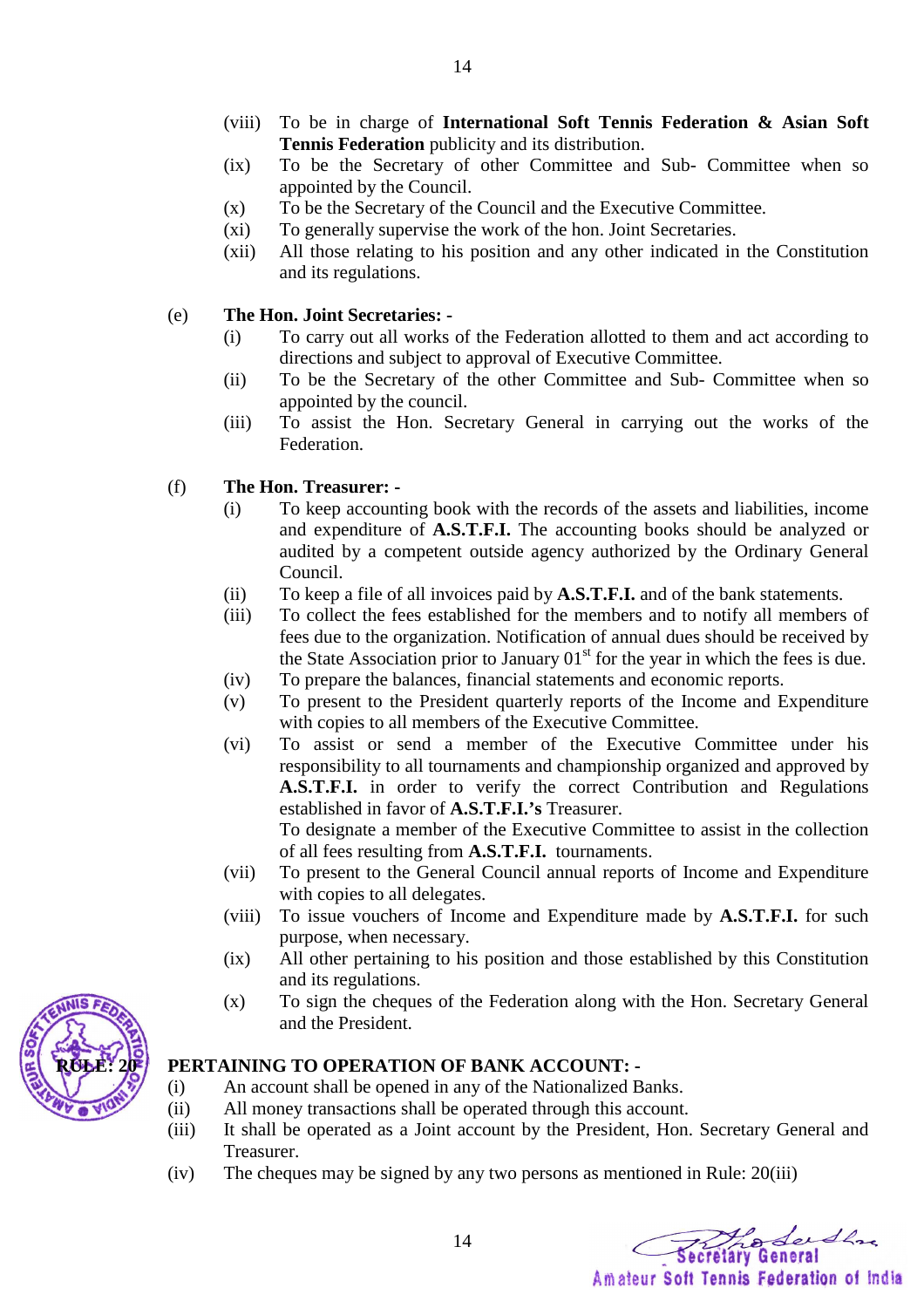(viii) To be in charge of **International Soft Tennis Federation & Asian Soft Tennis Federation** publicity and its distribution.

(ix) To be the Secretary of other Committee and Sub- Committee when so appointed by the Council.

(x) To be the Secretary of the Council and the Executive Committee.

(xi) To generally supervise the work of the hon. Joint Secretaries.

(xii) All those relating to his position and any other indicated in the Constitution and its regulations.

(e) **The Hon. Joint Secretaries: -**

(i) To carry out all works of the Federation allotted to them and act according to directions and subject to approval of Executive Committee.

(ii) To be the Secretary of the other Committee and Sub- Committee when so appointed by the council.

(iii) To assist the Hon. Secretary General in carrying out the works of the Federation.

(f) **The Hon. Treasurer: -**

(i) To keep accounting book with the records of the assets and liabilities, income and expenditure of **A.S.T.F.I.** The accounting books should be analyzed or audited by a competent outside agency authorized by the Ordinary General Council.

(ii) To keep a file of all invoices paid by **A.S.T.F.I.** and of the bank statements.

(iii) To collect the fees established for the members and to notify all members of fees due to the organization. Notification of annual dues should be received by the State Association prior to January 01st for the year in which the fees is due.

(iv) To prepare the balances, financial statements and economic reports.

(v) To present to the President quarterly reports of the Income and Expenditure with copies to all members of the Executive Committee.

(vi) To assist or send a member of the Executive Committee under his responsibility to all tournaments and championship organized and approved by **A.S.T.F.I.** in order to verify the correct Contribution and Regulations established in favor of **A.S.T.F.I.'s** Treasurer.
To designate a member of the Executive Committee to assist in the collection of all fees resulting from **A.S.T.F.I.** tournaments.

(vii) To present to the General Council annual reports of Income and Expenditure with copies to all delegates.

(viii) To issue vouchers of Income and Expenditure made by **A.S.T.F.I.** for such purpose, when necessary.

(ix) All other pertaining to his position and those established by this Constitution and its regulations.

(x) To sign the cheques of the Federation along with the Hon. Secretary General and the President.

**RULE: 20 PERTAINING TO OPERATION OF BANK ACCOUNT: -**

(i) An account shall be opened in any of the Nationalized Banks.

(ii) All money transactions shall be operated through this account.

(iii) It shall be operated as a Joint account by the President, Hon. Secretary General and Treasurer.

(iv) The cheques may be signed by any two persons as mentioned in Rule: 20(iii)

Secretary General
Amateur Soft Tennis Federation of India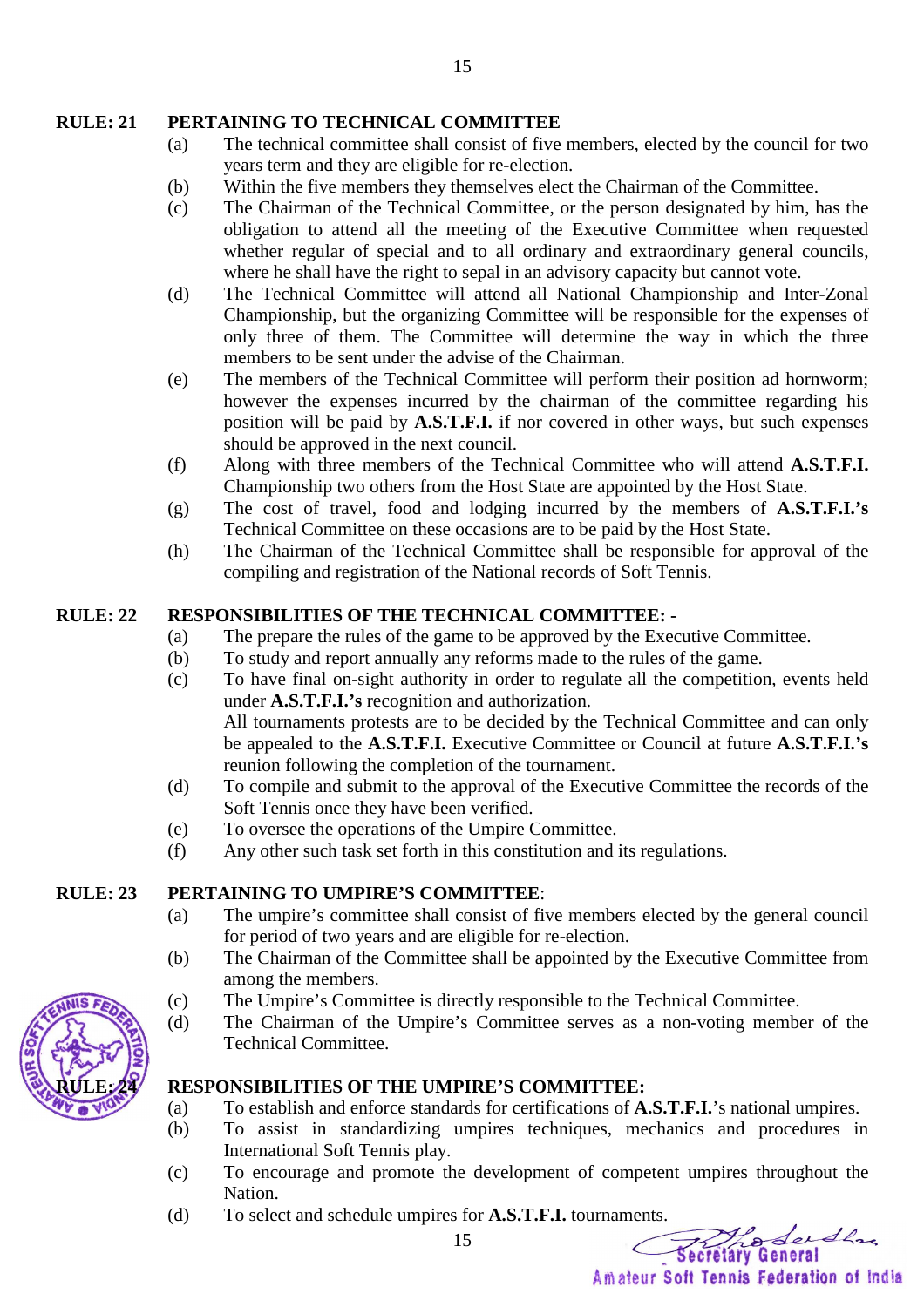## RULE: 21 PERTAINING TO TECHNICAL COMMITTEE

(a) The technical committee shall consist of five members, elected by the council for two years term and they are eligible for re-election.

(b) Within the five members they themselves elect the Chairman of the Committee.

(c) The Chairman of the Technical Committee, or the person designated by him, has the obligation to attend all the meeting of the Executive Committee when requested whether regular of special and to all ordinary and extraordinary general councils, where he shall have the right to sepal in an advisory capacity but cannot vote.

(d) The Technical Committee will attend all National Championship and Inter-Zonal Championship, but the organizing Committee will be responsible for the expenses of only three of them. The Committee will determine the way in which the three members to be sent under the advise of the Chairman.

(e) The members of the Technical Committee will perform their position ad hornworm; however the expenses incurred by the chairman of the committee regarding his position will be paid by **A.S.T.F.I.** if nor covered in other ways, but such expenses should be approved in the next council.

(f) Along with three members of the Technical Committee who will attend **A.S.T.F.I.** Championship two others from the Host State are appointed by the Host State.

(g) The cost of travel, food and lodging incurred by the members of **A.S.T.F.I.'s** Technical Committee on these occasions are to be paid by the Host State.

(h) The Chairman of the Technical Committee shall be responsible for approval of the compiling and registration of the National records of Soft Tennis.

## RULE: 22 RESPONSIBILITIES OF THE TECHNICAL COMMITTEE: -

(a) The prepare the rules of the game to be approved by the Executive Committee.

(b) To study and report annually any reforms made to the rules of the game.

(c) To have final on-sight authority in order to regulate all the competition, events held under **A.S.T.F.I.'s** recognition and authorization.
All tournaments protests are to be decided by the Technical Committee and can only be appealed to the **A.S.T.F.I.** Executive Committee or Council at future **A.S.T.F.I.'s** reunion following the completion of the tournament.

(d) To compile and submit to the approval of the Executive Committee the records of the Soft Tennis once they have been verified.

(e) To oversee the operations of the Umpire Committee.

(f) Any other such task set forth in this constitution and its regulations.

## RULE: 23 PERTAINING TO UMPIRE'S COMMITTEE:

(a) The umpire's committee shall consist of five members elected by the general council for period of two years and are eligible for re-election.

(b) The Chairman of the Committee shall be appointed by the Executive Committee from among the members.

(c) The Umpire's Committee is directly responsible to the Technical Committee.

(d) The Chairman of the Umpire's Committee serves as a non-voting member of the Technical Committee.

## RULE: 24 RESPONSIBILITIES OF THE UMPIRE'S COMMITTEE:

(a) To establish and enforce standards for certifications of **A.S.T.F.I.**'s national umpires.

(b) To assist in standardizing umpires techniques, mechanics and procedures in International Soft Tennis play.

(c) To encourage and promote the development of competent umpires throughout the Nation.

(d) To select and schedule umpires for **A.S.T.F.I.** tournaments.

Secretary General
Amateur Soft Tennis Federation of India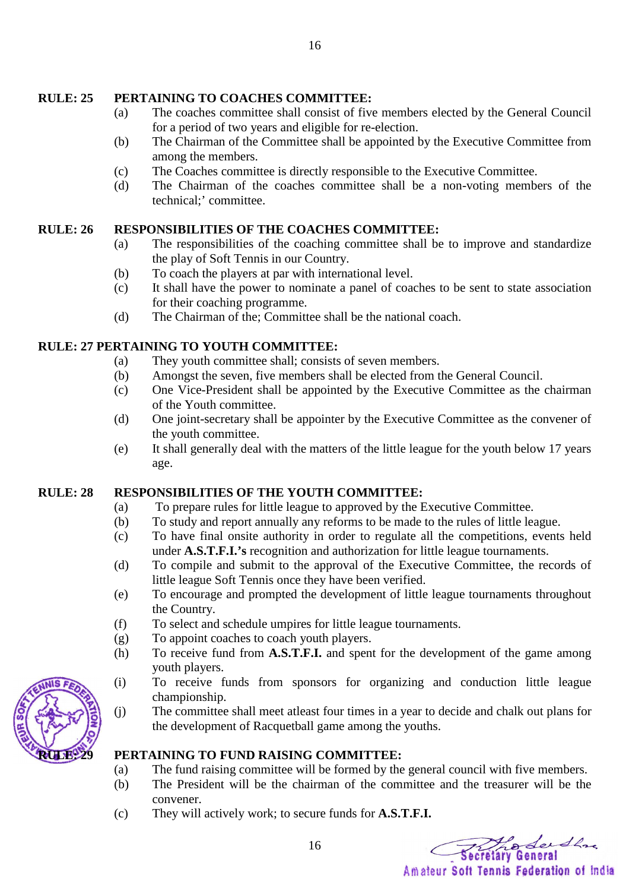**RULE: 25 PERTAINING TO COACHES COMMITTEE:**

(a) The coaches committee shall consist of five members elected by the General Council for a period of two years and eligible for re-election.

(b) The Chairman of the Committee shall be appointed by the Executive Committee from among the members.

(c) The Coaches committee is directly responsible to the Executive Committee.

(d) The Chairman of the coaches committee shall be a non-voting members of the technical;' committee.

**RULE: 26 RESPONSIBILITIES OF THE COACHES COMMITTEE:**

(a) The responsibilities of the coaching committee shall be to improve and standardize the play of Soft Tennis in our Country.

(b) To coach the players at par with international level.

(c) It shall have the power to nominate a panel of coaches to be sent to state association for their coaching programme.

(d) The Chairman of the; Committee shall be the national coach.

**RULE: 27 PERTAINING TO YOUTH COMMITTEE:**

(a) They youth committee shall; consists of seven members.

(b) Amongst the seven, five members shall be elected from the General Council.

(c) One Vice-President shall be appointed by the Executive Committee as the chairman of the Youth committee.

(d) One joint-secretary shall be appointer by the Executive Committee as the convener of the youth committee.

(e) It shall generally deal with the matters of the little league for the youth below 17 years age.

**RULE: 28 RESPONSIBILITIES OF THE YOUTH COMMITTEE:**

(a) To prepare rules for little league to approved by the Executive Committee.

(b) To study and report annually any reforms to be made to the rules of little league.

(c) To have final onsite authority in order to regulate all the competitions, events held under **A.S.T.F.I.'s** recognition and authorization for little league tournaments.

(d) To compile and submit to the approval of the Executive Committee, the records of little league Soft Tennis once they have been verified.

(e) To encourage and prompted the development of little league tournaments throughout the Country.

(f) To select and schedule umpires for little league tournaments.

(g) To appoint coaches to coach youth players.

(h) To receive fund from **A.S.T.F.I.** and spent for the development of the game among youth players.

(i) To receive funds from sponsors for organizing and conduction little league championship.

(j) The committee shall meet atleast four times in a year to decide and chalk out plans for the development of Racquetball game among the youths.

**RULE: 29 PERTAINING TO FUND RAISING COMMITTEE:**

(a) The fund raising committee will be formed by the general council with five members.

(b) The President will be the chairman of the committee and the treasurer will be the convener.

(c) They will actively work; to secure funds for **A.S.T.F.I.**

Secretary General
Amateur Soft Tennis Federation of India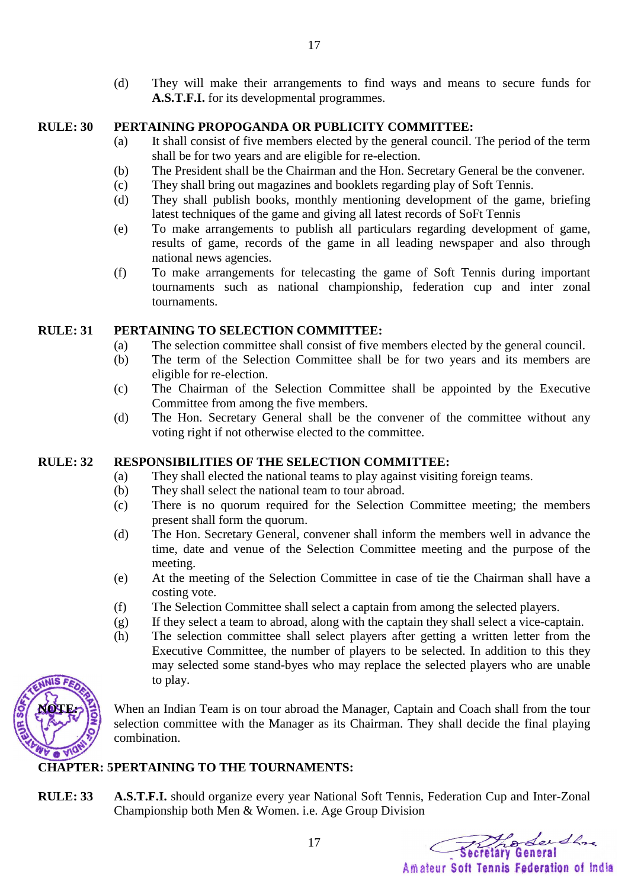(d) They will make their arrangements to find ways and means to secure funds for **A.S.T.F.I.** for its developmental programmes.

**RULE: 30 PERTAINING PROPOGANDA OR PUBLICITY COMMITTEE:**

(a) It shall consist of five members elected by the general council. The period of the term shall be for two years and are eligible for re-election.

(b) The President shall be the Chairman and the Hon. Secretary General be the convener.

(c) They shall bring out magazines and booklets regarding play of Soft Tennis.

(d) They shall publish books, monthly mentioning development of the game, briefing latest techniques of the game and giving all latest records of SoFt Tennis

(e) To make arrangements to publish all particulars regarding development of game, results of game, records of the game in all leading newspaper and also through national news agencies.

(f) To make arrangements for telecasting the game of Soft Tennis during important tournaments such as national championship, federation cup and inter zonal tournaments.

**RULE: 31 PERTAINING TO SELECTION COMMITTEE:**

(a) The selection committee shall consist of five members elected by the general council.

(b) The term of the Selection Committee shall be for two years and its members are eligible for re-election.

(c) The Chairman of the Selection Committee shall be appointed by the Executive Committee from among the five members.

(d) The Hon. Secretary General shall be the convener of the committee without any voting right if not otherwise elected to the committee.

**RULE: 32 RESPONSIBILITIES OF THE SELECTION COMMITTEE:**

(a) They shall elected the national teams to play against visiting foreign teams.

(b) They shall select the national team to tour abroad.

(c) There is no quorum required for the Selection Committee meeting; the members present shall form the quorum.

(d) The Hon. Secretary General, convener shall inform the members well in advance the time, date and venue of the Selection Committee meeting and the purpose of the meeting.

(e) At the meeting of the Selection Committee in case of tie the Chairman shall have a costing vote.

(f) The Selection Committee shall select a captain from among the selected players.

(g) If they select a team to abroad, along with the captain they shall select a vice-captain.

(h) The selection committee shall select players after getting a written letter from the Executive Committee, the number of players to be selected. In addition to this they may selected some stand-byes who may replace the selected players who are unable to play.

**NOTE:** When an Indian Team is on tour abroad the Manager, Captain and Coach shall from the tour selection committee with the Manager as its Chairman. They shall decide the final playing combination.

## CHAPTER: 5PERTAINING TO THE TOURNAMENTS:

**RULE: 33** **A.S.T.F.I.** should organize every year National Soft Tennis, Federation Cup and Inter-Zonal Championship both Men & Women. i.e. Age Group Division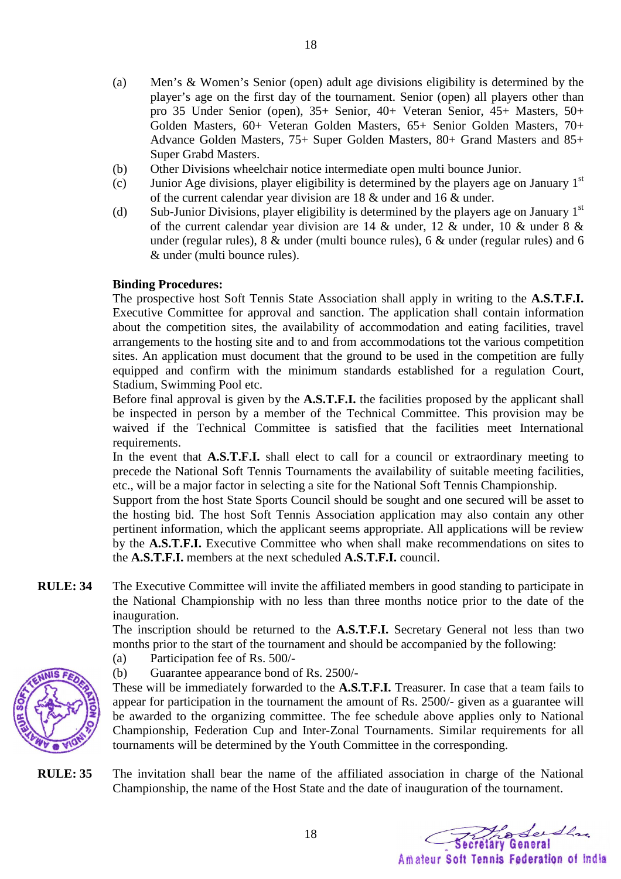(a) Men's & Women's Senior (open) adult age divisions eligibility is determined by the player's age on the first day of the tournament. Senior (open) all players other than pro 35 Under Senior (open), 35+ Senior, 40+ Veteran Senior, 45+ Masters, 50+ Golden Masters, 60+ Veteran Golden Masters, 65+ Senior Golden Masters, 70+ Advance Golden Masters, 75+ Super Golden Masters, 80+ Grand Masters and 85+ Super Grabd Masters.

(b) Other Divisions wheelchair notice intermediate open multi bounce Junior.

(c) Junior Age divisions, player eligibility is determined by the players age on January 1st of the current calendar year division are 18 & under and 16 & under.

(d) Sub-Junior Divisions, player eligibility is determined by the players age on January 1st of the current calendar year division are 14 & under, 12 & under, 10 & under 8 & under (regular rules), 8 & under (multi bounce rules), 6 & under (regular rules) and 6 & under (multi bounce rules).

**Binding Procedures:**

The prospective host Soft Tennis State Association shall apply in writing to the **A.S.T.F.I.** Executive Committee for approval and sanction. The application shall contain information about the competition sites, the availability of accommodation and eating facilities, travel arrangements to the hosting site and to and from accommodations tot the various competition sites. An application must document that the ground to be used in the competition are fully equipped and confirm with the minimum standards established for a regulation Court, Stadium, Swimming Pool etc.

Before final approval is given by the **A.S.T.F.I.** the facilities proposed by the applicant shall be inspected in person by a member of the Technical Committee. This provision may be waived if the Technical Committee is satisfied that the facilities meet International requirements.

In the event that **A.S.T.F.I.** shall elect to call for a council or extraordinary meeting to precede the National Soft Tennis Tournaments the availability of suitable meeting facilities, etc., will be a major factor in selecting a site for the National Soft Tennis Championship.

Support from the host State Sports Council should be sought and one secured will be asset to the hosting bid. The host Soft Tennis Association application may also contain any other pertinent information, which the applicant seems appropriate. All applications will be review by the **A.S.T.F.I.** Executive Committee who when shall make recommendations on sites to the **A.S.T.F.I.** members at the next scheduled **A.S.T.F.I.** council.

**RULE: 34** The Executive Committee will invite the affiliated members in good standing to participate in the National Championship with no less than three months notice prior to the date of the inauguration.

The inscription should be returned to the **A.S.T.F.I.** Secretary General not less than two months prior to the start of the tournament and should be accompanied by the following:

(a) Participation fee of Rs. 500/-

(b) Guarantee appearance bond of Rs. 2500/-

These will be immediately forwarded to the **A.S.T.F.I.** Treasurer. In case that a team fails to appear for participation in the tournament the amount of Rs. 2500/- given as a guarantee will be awarded to the organizing committee. The fee schedule above applies only to National Championship, Federation Cup and Inter-Zonal Tournaments. Similar requirements for all tournaments will be determined by the Youth Committee in the corresponding.

**RULE: 35** The invitation shall bear the name of the affiliated association in charge of the National Championship, the name of the Host State and the date of inauguration of the tournament.

Secretary General
Amateur Soft Tennis Federation of India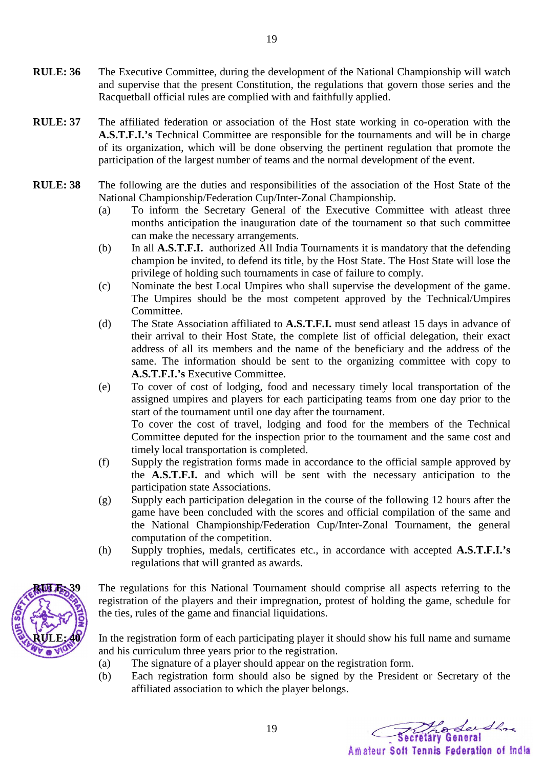**RULE: 36** The Executive Committee, during the development of the National Championship will watch and supervise that the present Constitution, the regulations that govern those series and the Racquetball official rules are complied with and faithfully applied.

**RULE: 37** The affiliated federation or association of the Host state working in co-operation with the **A.S.T.F.I.'s** Technical Committee are responsible for the tournaments and will be in charge of its organization, which will be done observing the pertinent regulation that promote the participation of the largest number of teams and the normal development of the event.

**RULE: 38** The following are the duties and responsibilities of the association of the Host State of the National Championship/Federation Cup/Inter-Zonal Championship.

(a) To inform the Secretary General of the Executive Committee with atleast three months anticipation the inauguration date of the tournament so that such committee can make the necessary arrangements.

(b) In all **A.S.T.F.I.** authorized All India Tournaments it is mandatory that the defending champion be invited, to defend its title, by the Host State. The Host State will lose the privilege of holding such tournaments in case of failure to comply.

(c) Nominate the best Local Umpires who shall supervise the development of the game. The Umpires should be the most competent approved by the Technical/Umpires Committee.

(d) The State Association affiliated to **A.S.T.F.I.** must send atleast 15 days in advance of their arrival to their Host State, the complete list of official delegation, their exact address of all its members and the name of the beneficiary and the address of the same. The information should be sent to the organizing committee with copy to **A.S.T.F.I.'s** Executive Committee.

(e) To cover of cost of lodging, food and necessary timely local transportation of the assigned umpires and players for each participating teams from one day prior to the start of the tournament until one day after the tournament.
To cover the cost of travel, lodging and food for the members of the Technical Committee deputed for the inspection prior to the tournament and the same cost and timely local transportation is completed.

(f) Supply the registration forms made in accordance to the official sample approved by the **A.S.T.F.I.** and which will be sent with the necessary anticipation to the participation state Associations.

(g) Supply each participation delegation in the course of the following 12 hours after the game have been concluded with the scores and official compilation of the same and the National Championship/Federation Cup/Inter-Zonal Tournament, the general computation of the competition.

(h) Supply trophies, medals, certificates etc., in accordance with accepted **A.S.T.F.I.'s** regulations that will granted as awards.

**RULE: 39** The regulations for this National Tournament should comprise all aspects referring to the registration of the players and their impregnation, protest of holding the game, schedule for the ties, rules of the game and financial liquidations.

**RULE: 40** In the registration form of each participating player it should show his full name and surname and his curriculum three years prior to the registration.

(a) The signature of a player should appear on the registration form.

(b) Each registration form should also be signed by the President or Secretary of the affiliated association to which the player belongs.

Secretary General
Amateur Soft Tennis Federation of India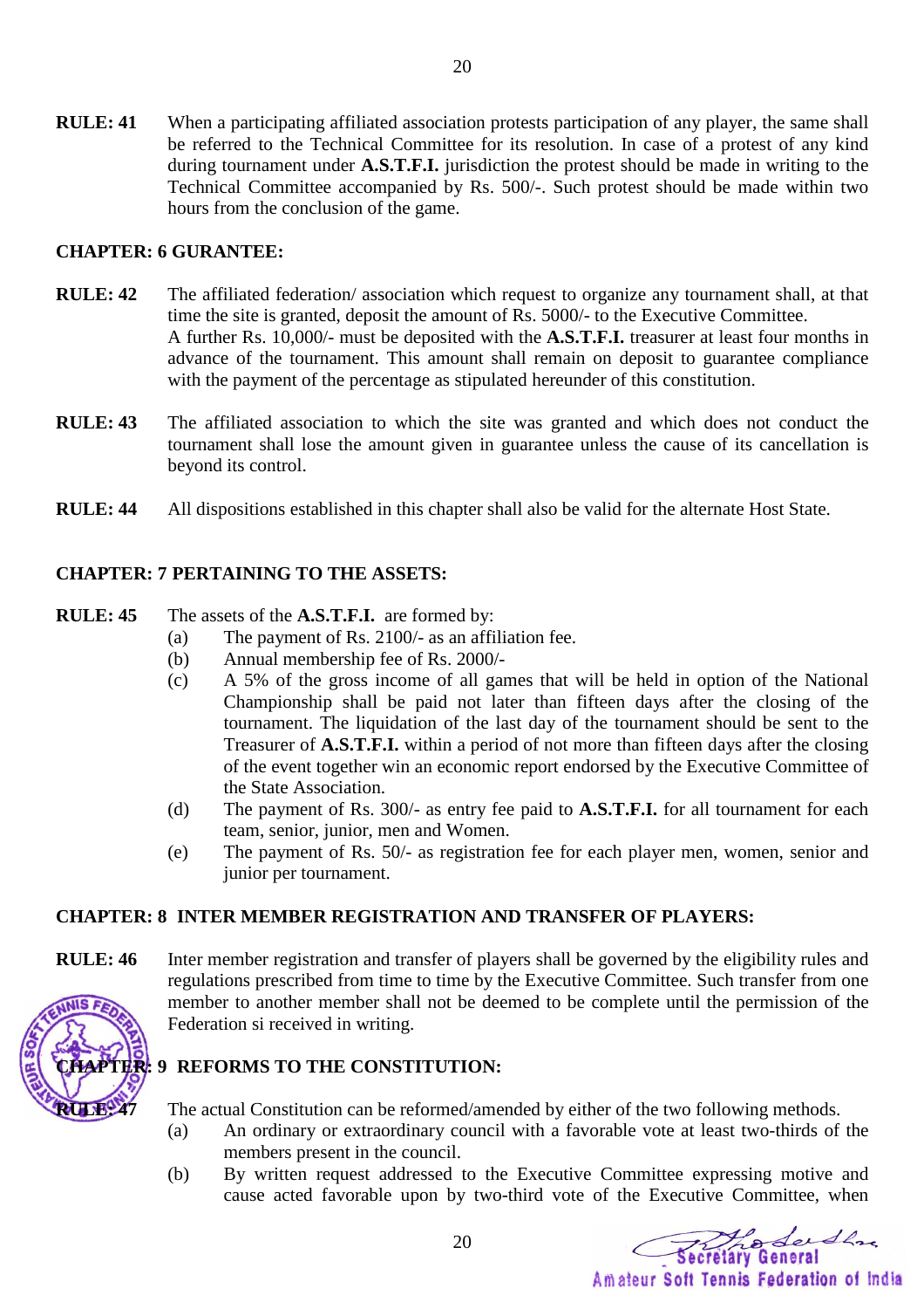**RULE: 41** When a participating affiliated association protests participation of any player, the same shall be referred to the Technical Committee for its resolution. In case of a protest of any kind during tournament under **A.S.T.F.I.** jurisdiction the protest should be made in writing to the Technical Committee accompanied by Rs. 500/-. Such protest should be made within two hours from the conclusion of the game.

## CHAPTER: 6 GURANTEE:

**RULE: 42** The affiliated federation/ association which request to organize any tournament shall, at that time the site is granted, deposit the amount of Rs. 5000/- to the Executive Committee. A further Rs. 10,000/- must be deposited with the **A.S.T.F.I.** treasurer at least four months in advance of the tournament. This amount shall remain on deposit to guarantee compliance with the payment of the percentage as stipulated hereunder of this constitution.

**RULE: 43** The affiliated association to which the site was granted and which does not conduct the tournament shall lose the amount given in guarantee unless the cause of its cancellation is beyond its control.

**RULE: 44** All dispositions established in this chapter shall also be valid for the alternate Host State.

## CHAPTER: 7 PERTAINING TO THE ASSETS:

**RULE: 45** The assets of the **A.S.T.F.I.** are formed by:

(a) The payment of Rs. 2100/- as an affiliation fee.

(b) Annual membership fee of Rs. 2000/-

(c) A 5% of the gross income of all games that will be held in option of the National Championship shall be paid not later than fifteen days after the closing of the tournament. The liquidation of the last day of the tournament should be sent to the Treasurer of **A.S.T.F.I.** within a period of not more than fifteen days after the closing of the event together win an economic report endorsed by the Executive Committee of the State Association.

(d) The payment of Rs. 300/- as entry fee paid to **A.S.T.F.I.** for all tournament for each team, senior, junior, men and Women.

(e) The payment of Rs. 50/- as registration fee for each player men, women, senior and junior per tournament.

## CHAPTER: 8 INTER MEMBER REGISTRATION AND TRANSFER OF PLAYERS:

**RULE: 46** Inter member registration and transfer of players shall be governed by the eligibility rules and regulations prescribed from time to time by the Executive Committee. Such transfer from one member to another member shall not be deemed to be complete until the permission of the Federation si received in writing.

## CHAPTER: 9 REFORMS TO THE CONSTITUTION:

**RULE: 47** The actual Constitution can be reformed/amended by either of the two following methods.

(a) An ordinary or extraordinary council with a favorable vote at least two-thirds of the members present in the council.

(b) By written request addressed to the Executive Committee expressing motive and cause acted favorable upon by two-third vote of the Executive Committee, when

Secretary General
Amateur Soft Tennis Federation of India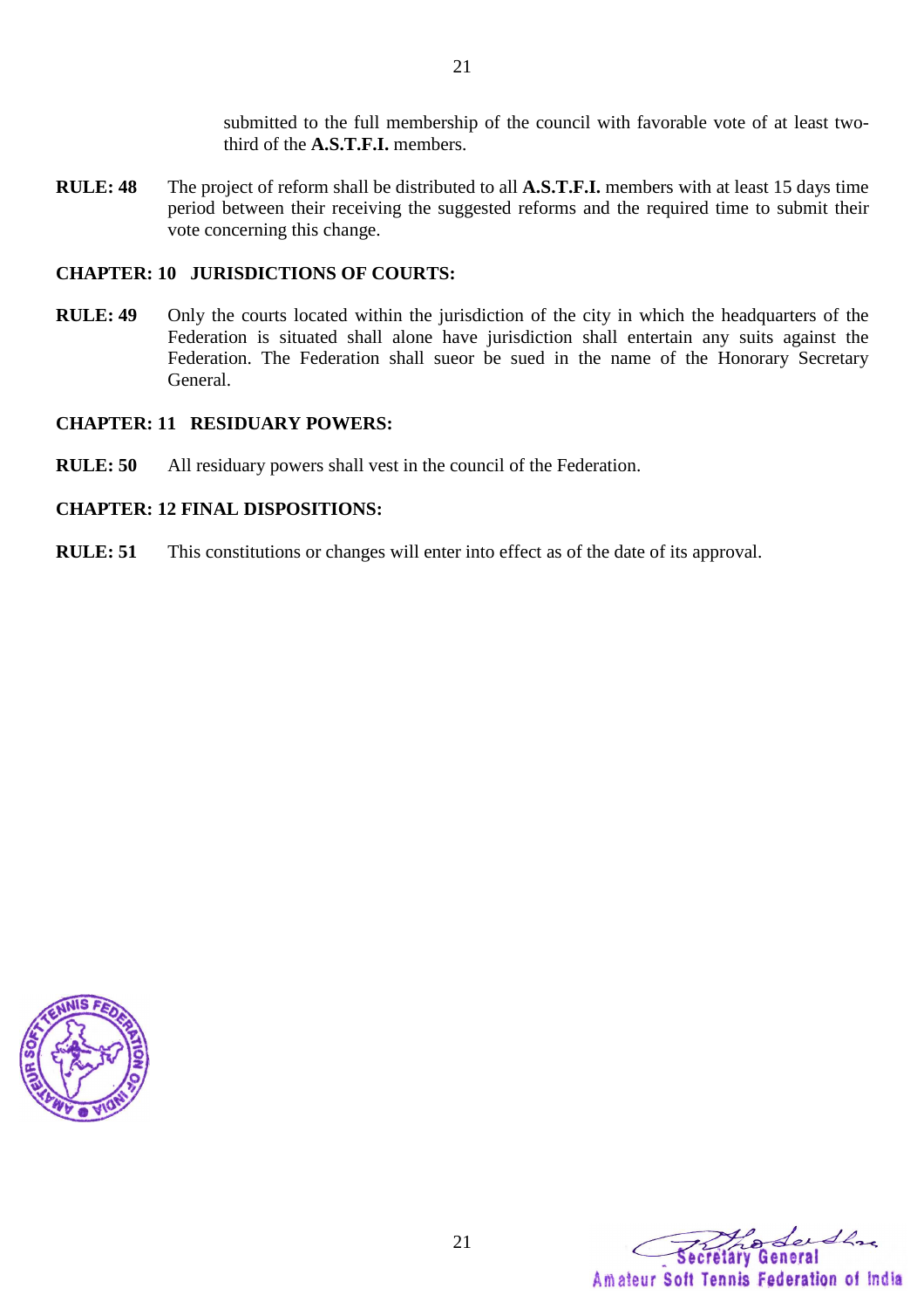submitted to the full membership of the council with favorable vote of at least two-third of the **A.S.T.F.I.** members.

**RULE: 48** The project of reform shall be distributed to all **A.S.T.F.I.** members with at least 15 days time period between their receiving the suggested reforms and the required time to submit their vote concerning this change.

## CHAPTER: 10 JURISDICTIONS OF COURTS:

**RULE: 49** Only the courts located within the jurisdiction of the city in which the headquarters of the Federation is situated shall alone have jurisdiction shall entertain any suits against the Federation. The Federation shall sueor be sued in the name of the Honorary Secretary General.

## CHAPTER: 11 RESIDUARY POWERS:

**RULE: 50** All residuary powers shall vest in the council of the Federation.

## CHAPTER: 12 FINAL DISPOSITIONS:

**RULE: 51** This constitutions or changes will enter into effect as of the date of its approval.

AMATEUR SOFT TENNIS FEDERATION OF INDIA

Secretary General
Amateur Soft Tennis Federation of India